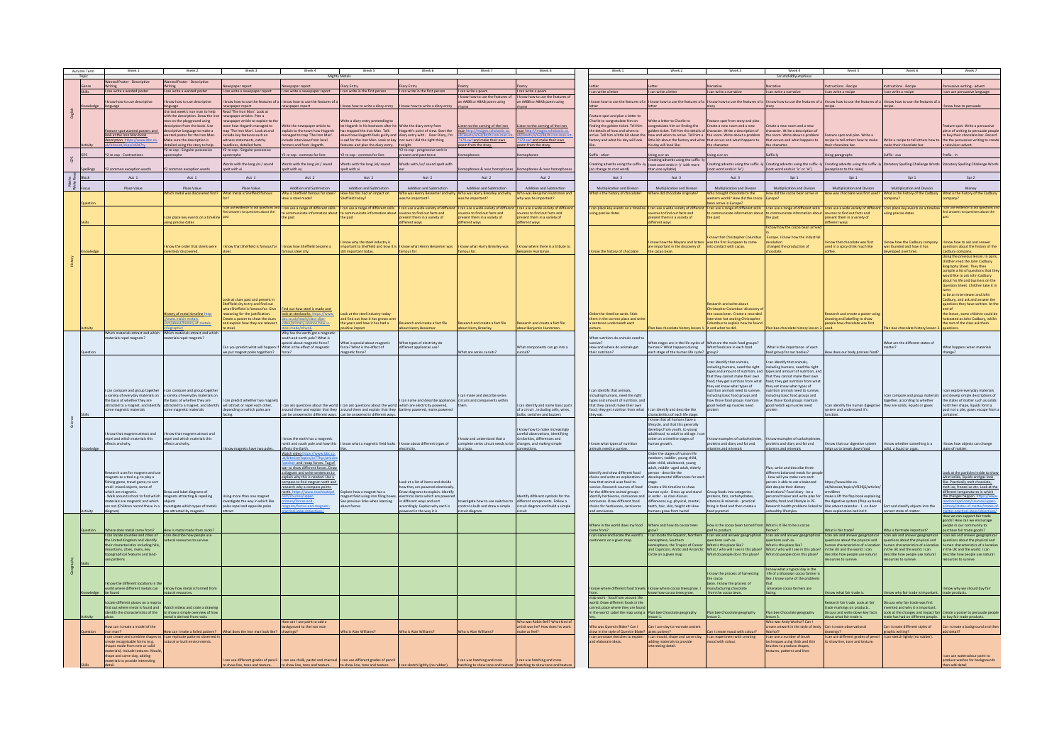## Autumn Term – Mighty Metals

| Subject | Topic | Week 1 | Week 2 | Week 3 | Week 4 | Week 5 | Week 6 | Week 7 | Week 8 |
|---|---|---|---|---|---|---|---|---|---|
| English | Genre | Wanted Poster - Descriptive Writing | Wanted Poster - Descriptive Writing | Newspaper report | Newspaper report | Diary Entry | Diary Entry | Poetry | Poetry |
| | Skills | I can write a wanted poster | I can write a wanted poster | I can write a newspaper report | I can write a newspaper report | I can write in the first person | I can write in the first person | I can write a poem | I can write a poem |
| | Knowledge | I know how to use descriptive language | I know how to use descriptive language | I know how to use the features of a newspaper report | I know how to use the features of a newspaper report | I know how to write a diary entry | I know how to write a diary entry | I know how to use the features of an AABB or ABAB poem using rhyme | I know how to use the features of an AABB or ABAB poem using rhyme |
| | Activity | Feature spot wanted posters and look at the Iron Man book description. https://www.bbc.co.uk/bitesize/clips/zd3d7hy | Use last week's iron man to help with the description. Draw the iron man on the playground using description from the book. Use descriptive language to make a wanted poster for the Iron Man. Make sure the description is detailed using the story to help. | Read 'The Iron Man'. Look at newspaper articles. Plan a newspaper article to explain to the town how Hogarth managed to trap 'The Iron Man'. Look at and include key features such as: witness statements, catchy headlines, detailed facts. | Write the newspaper article to explain to the town how Hogarth managed to trap 'The Iron Man'. Include interviews from local farmers and from Hogarth. | Write a diary entry pretending to be Hogarth in his bedroom after he has trapped the Iron Man. Talk about how Hogarth feels guilty and is sad for the Iron Man. Look at key features and plan the diary entry. | Write the diary entry from Hogarth's point of view. Start the diary entry with: Dear Diary, I'm not sure I did the right thing tonight. | Listen to the coming of the iron man http://images.scholastic.co.uk/assets/a/e0/8d/9-iron-man-re-7179.swf and make their own poem from the story. | Listen to the coming of the iron man http://images.scholastic.co.uk/assets/a/e0/8d/9-iron-man-re-7179.swf and make their own poem from the story. |
| GPS | GPS | Y2 re-cap - Contractions | Y2 re-cap - Singular possessive apostrophe | Y2 re-cap - Singular possessive apostrophe | Y2 re-cap - commas for lists | Y2 re-cap - commas for lists | Y2 re-cap - progressive verb in present and past tense | Homophones | Homophones |
| | Spellings | Y2 common exception words | Y2 common exception words | Words with the long /ei/ sound spelt with ei | Words with the long /ei/ sound spelt with ey | Words with the long /ei/ sound spelt with ai | Words with /ur/ sound spelt with ear | Homophones & near homophones | Homophones & near homophones |
| Maths White Rose | Block | Aut 1 | Aut 1 | Aut 1 | Aut 1 | Aut 2 | Aut 2 | Aut 2 | Aut 2 |
| | Focus | Place Value | Place Value | Place Value | Addition and Subtraction | Addition and Subtraction | Addition and Subtraction | Addition and Subtraction | Addition and Subtraction |
| History | Question | | Which metal was discovered first? | What metal is Sheffield famous for? | Why is Sheffield famous for steel? How is steel made? | How has this had an impact on Sheffield today? | Who was Henry Bessemer and why was he important? | Who was Harry Brearley and why was he important? | Who was Benjamin Huntsman and why was he important? |
| | Skills | | I can place key events on a timeline using precise dates | I can use evidence to ask questions and find answers to questions about the past | I can use a range of different skills to communicate information about the past | I can use a range of different skills to communicate information about the past | I can use a wide variety of different sources to find out facts and present them in a variety of different ways | I can use a wide variety of different sources to find out facts and present them in a variety of different ways | I can use a wide variety of different sources to find out facts and present them in a variety of different ways |
| | Knowledge | | I know the order that steels were invented/ discovered. | I know that Sheffield is famous for steel. | I know how Sheffield became a famous steel city. | I know why the steel industry is important to Sheffield and how it is still important today. | I know who Henry Bessemer was and why he was famous for. | I know what Harry Brearley was famous for. | I know where there is a tribute to Benjamin Huntsman. |
| | Activity | | History of metal timeline http://www.makin-metals.com/about/history-of-metals-infographic/ | Look at clues past and present in Sheffield city to try and find out what Sheffield is famous for. Give reasoning for the justification. Create a poster to show the clues and explain how they are relevant to steel. | Find out how steel is made and look at steelworks https://www.bbc.co.uk/teach/class-clips-video/primary-science-how-is-steel-made/zkhtg9q | Look at the steel industry today and find out how it has grown over the years and the impact it has had a positive impact. | Research and create a fact file about Henry Bessemer. | Research and create a fact file about Harry Brearley. | Research and create a fact file about Benjamin Huntsman. |
| Science | Question | Which materials attract and which materials repel magnets? | Which materials attract and which materials repel magnets? | Can you predict what will happen if we put magnet poles together? | Why has the earth got a magnetic south and north pole? What is special about magnetic force? What is the effect of magnetic force? | What is special about magnetic force? What is the effect of magnetic force? | What types of electricity do different appliances use? | What are series curcuits? | What components can go into a curcuit? |
| | Skills | I can compare and group together a variety of everyday materials on the basis of whether they are attracted to a magnet, and identify some magnetic materials | I can compare and group together a variety of everyday materials on the basis of whether they are attracted to a magnet, and identify some magnetic materials | I can predict whether two magnets will attract or repel each other, depending on which poles are facing. | I can ask questions about the world around them and explain that they can be answered in different ways. | I can ask questions about the world around them and explain that they can be answered in different ways. | I can name and describe appliances which are electricity powered, battery powered, mains powered | I can make and describe series circuits and components within them. | I can identify and name basic parts of a circuit, including cells, wires, bulbs, switches and buzzers |
| | Knowledge | I know that magnets attract and repel and which materials this effects and why. | I know that magnets attract and repel and which materials this effects and why. | I know magnets have two poles. | I know the earth has a magnetic north and south pole and how this affects the Earth. | I know what a magnetic fields look like. | I know about different types of electricity. | I know and understand that a complete series circuit needs to be in a loop. | I know how to make increasingly careful observations, identifying similarities, differences and changes, and making simple connections. |
| | Activity | Research uses for magnets and use magnets as a tool e.g. to play a fishing game, travel game, to sort small mixed objects, some of which are magnetic. - Walk around school to find which materials are magnetic and which are not (Children record these in a diagram) | Draw and label diagrams of magnets attracting & repelling objects - Investigate which types of metals are attracted by magnets | Using more than one magnet investigate the way in which like poles repel and opposite poles attract | Watch video https://www.bbc.co.uk/bitesize/topics/zrvy3/articles/zgknxfr and recap forces. Tug of war to show different forces. Draw a diagram and write sentences to explain why this is needed. Use a compass to find magnetic north and research why a compass points north. https://www.stem.org.uk/primary/forces-and-magnets/forces-and-magnets-practical-ideas/objectives/ | Explore how a magnet has a magnet field using iron filling boxes. See previous links when learning about forces | Look at a list of items and decide how they are powered electrically. Draw diagrams to explain. Identify electrical items which are powered in different ways and sort accordingly. Explain why each is powered in the way it is | Investigate how to use switches to control a bulb and draw a simple circuit diagram | Identify different symbols for the different components. Follow a circuit diagram and build a simple circuit |
| Geography | Question | Where does metal come from? | How is metal made from rocks? | | | | | | |
| | Skills | I can locate counties and cities of the United Kingdom and identify their characteristics including hills, mountains, cities, rivers, key topographical features and land-use patterns | I can describe how people use natural resources to survive. | | | | | | |
| | Knowledge | I know the different locations in the world where different metals can be found | I know how metal is formed from natural resources. | | | | | | |
| | Activity | Locate different places on a map to find out where metal is found and identify the characteristics of the place. | Watch videos and create a drawing to show a simple overview of how metal is derived from rocks. | | | | | | |
| Art | Question | How can I create a model of the iron man? | How can I make a foiled pattern? | What does the iron man look like? | How can I use paint to add a background to the iron man drawings? | Who is Alan Williams? | Who is Alan Williams? | Who is Alan Williams? | Who was Robin Bell? What kind of artist was he? How does his work make us feel? |
| | Skills | I can create and combine shapes to create recognisable forms (e.g. shapes made from nets or solid materials). Include textures. Mould, shape and carve clay, adding materials to provide interesting detail. | I can replicate patterns observed in natural or built environments. | I can use different grades of pencil to show line, tone and texture. | I can use chalk, pastel and charcoal to show line, tone and texture. | I can use different grades of pencil to show line, tone and texture. | I can sketch lightly (no rubber). | I can use hatching and cross hatching to show tone and texture | I can use hatching and cross hatching to show tone and texture |

## Scrumdiddlyumptious

| Subject | Topic | Week 1 | Week 2 | Week 3 | Week 4 | Week 5 | Week 6 | Week 7 |
|---|---|---|---|---|---|---|---|---|
| English | Genre | Letter | Letter | Narrative | Narrative | Instructions - Recipe | Instructions - Recipe | Persuasive writing - advert |
| | Skills | I can write a letter | I can write a letter | I can write a narrative | I can write a narrative | I can write a recipe | I can write a recipe | I can use persuasive language |
| | Knowledge | I know how to use the features of a letter | I know how to use the features of a letter | I know how to use the features of a story | I know how to use the features of a story | I know how to use the features of a recipe. | I know how to use the features of a recipe. | I know how to persuade |
| | Activity | Feature spot and plan a letter to Charlie to congratulate him on finding the golden ticket. Tell him the details of how and when to arrive. Tell him a little bit about the factory and what his day will look like. | Write a letter to Charlie to congratulate him on finding the golden ticket. Tell him the details of how and when to arrive. Tell him a little bit about the factory and what his day will look like. | Feature spot from story and plan. Create a new room and a new character. Write a description of the room. Write about a problem that occurs and what happens to the character. | Create a new room and a new character. Write a description of the room. Write about a problem that occurs and what happens to the character. | Feature spot and plan. Write a recipe to tell others how to make their chocolate bar. | Write a recipe to tell others how to make their chocolate bar. | Feature spot. Write a persuasive piece of writing to persuade people to buy their chocolate bar. Record the the persuasive writing to create a television advert. |
| GPS | GPS | Suffix - ation | Using a or an | Using a or an | Suffix ly | Using paragraphs | Suffix - ous | Prefix - in |
| | Spellings | Creating adverbs using the suffix -ly (no change to root word) | Creating adverbs using the suffix -ly (root word ends in 'y' with more than one syllable) | Creating adverbs using the suffix -ly (root word ends in 'le') | Creating adverbs using the suffix -ly (root word ends in 'ic' or 'al') | Creating adverbs using the suffix -ly (exceptions to the rules) | Statutory Spelling Challenge Words | Statutory Spelling Challenge Words |
| Maths White Rose | Block | Aut 3 | Aut 3 | Aut 3 | Spr 1 | Spr 1 | Spr 1 | Spr 2 |
| | Focus | Multiplication and Division | Multiplication and Division | Multiplication and Division | Multiplication and Division | Multiplication and Division | Multiplication and Division | Money |
| History | Question | What is the history of chocolate? | Where did chocolate originate? | Who brought chocolate to the western world? How did the cocoa been arrive in Europe? | How did the cocoa bean arrive in Europe? | How was chocolate was first used? | What is the history of the Cadbury company? | What is the history of the Cadbury company? |
| | Skills | I can place key events on a timeline using precise dates | I can use a wide variety of different sources to find out facts and present them in a variety of different ways | I can use a range of different skills to communicate information about the past | I can use a range of different skills to communicate information about the past | I can use a wide variety of different sources to find out facts and present them in a variety of different ways | I can place key events on a timeline using precise dates | I can use evidence to ask questions and find answers to questions about the past |
| | Knowledge | I know the history of chocolate | I know how the Mayans and Aztecs are important in the discovery of the cacao bean. | I know that Christopher Columbus was the first European to come into contact with cacao. | I know how the cocoa bean arrived in Europe. I know how the industrial revolution changed the production of chocolate. | I know that chocolate was first used in a spicy drink much like coffee. | I know how the Cadbury company was founded and how it has developed over time. | I know how to ask and answer questions about the history of the Cadbury company. |
| | Activity | Order the timeline cards. Stick them in the correct place and write a sentence underneath each picture. | Plan bee chocolate history lesson 1. | Research and write about Christopher Columbus' discovery of the cocoa bean. Create a recorded interview hot seating Christopher Columbus to explain how he found it and what he did. | Plan bee chocolate history lesson 2. | Research and create a poster using drawing and labelling to show people how chocolate was first used. | Plan bee chocolate history lesson 3. | Using the previous lesson. In pairs, children read the John Cadbury Biography Sheet. They then compile a list of questions that they would like to ask John Cadbury about his life and business on the Question Sheet. Children take it in turns to be an interviewer and John Cadbury, and ask and answer the questions they have written. At the end of the lesson, some children could be hotseated as John Cadbury, whilst the rest of the class ask them questions. |
| Science | Question | What nutrition do animals need to survive? How and where do animals get their nutrition? | What stages are in the life cycle of humans? What happens during each stage of the human life cycle? | What are the main food groups? What foods are in each food group? | What is the importance of each food group for our bodies? | How does our body process food? | What are the different states of matter? | What happens when materials change? |
| | Skills | I can identify that animals, including humans, need the right types and amount of nutrition, and that they cannot make their own food; they get nutrition from what they eat. | I can identify and describe the characteristics of each life-stage. | I can identify that animals, including humans, need the right types and amount of nutrition, and that they cannot make their own food; they get nutrition from what they eat know what types of nutrition animals need to survive, including basic food groups and how those food groups maintain good health eg muscles need protein | I can identify that animals, including humans, need the right types and amount of nutrition, and that they cannot make their own food; they get nutrition from what they eat know what types of nutrition animals need to survive, including basic food groups and how those food groups maintain good health eg muscles need protein | I can identify the human digestive system and understand it's function. | I can compare and group materials together, according to whether they are solids, liquids or gases | I can explore everyday materials and develop simple descriptions of the states of matter such as solids hold their shape, liquids form a pool not a pile, gases escape from a container. |
| | Knowledge | I know what types of nutrition animals need to survive. | I know that all humans have a lifecycle, and that this generally develops from youth, to young adulthood, to adult to old age. I can order on a timeline stages of human growth. | I know examples of carbohydrates, proteins and dairy and fat and vitamins and minerals | I know examples of carbohydrates, proteins and dairy and fat and vitamins and minerals | I know that our digestive system helps us to break down food | I know whether something is a solid, a liquid or a gas. | I know how objects can change state of matter. |
| | Activity | Identify and draw different food chains and write an explanation of how that animal uses food to survive. Research sources of food for the different animal groups - identify herbivores, carnivores and omnivores. Draw different food chains for herbivores, carnivores and omnivores. | Order the stages of human life newborn, toddler, young child, older child, adolescent, young adult, middle-aged adult, elderly person - describe the developmental differences for each stage. Create a life timeline to show human cycle - Dress up and stand in order - as class discuss differences e.g. physical, mental, teeth, hair, skin, height etc How humans grow from twins | Group foods into categories - proteins, fats, carbohydrates, vitamins & minerals - practical trying in food and then create a food pyramid. | Plan, write and describe three different balanced meals for people - How will you make sure each person is able to eat a balanced diet despite their dietary restrictions? Food diary - be a personal trainer and write plan for healthy food and lifestyle in PE. Research health problems linked to unhealthy lifestyles. | https://www.bbc.co.uk/bitesize/topics/z... make a lift the flap book explaining the digestive system (Plop up book) Use advent calendar - 1. on door then explanation behind it. | Sort and classify objects into the correct state of matter. | Look at the particle inside to show what solids, liquids and gas look like. Practically melt chocolate, melt ice, freeze ice etc. Look at the different temperatures in which the changes happen. https://www.stem.org.uk/primary/states-of-matter/states-of-matter-practical-ideas/objectives/ |
| Geography | Question | Where is the world does my food come from? | Where and how do cocoa trees grow? | How is the cocoa bean turned from pod to product? | What is life like to be a cocoa farmer? | What is fair trade? | Why is fairtrade important? | How can we support fair trade goods? How can we encourage people in our community to purchase fair trade goods? |
| | Skills | I can name and locate the world's continents on a given map. | I can locate the Equator, Northern Hemisphere, Southern Hemisphere, the Tropics of Cancer and Capricorn, Arctic and Antarctic Circle on a given map. | I can ask and answer geographical questions such as: What is this place like? What / who will I see in this place? What do people do in this place? | I can ask and answer geographical questions such as: What is this place like? What / who will I see in this place? What do people do in this place? | I can ask and answer geographical questions about the physical and human characteristics of a location in the UK and the world. I can describe how people use natural resources to survive. | I can ask and answer geographical questions about the physical and human characteristics of a location in the UK and the world. I can describe how people use natural resources to survive. | I can ask and answer geographical questions about the physical and human characteristics of a location in the UK and the world. I can describe how people use natural resources to survive. |
| | Knowledge | I know where different food travels from. | I know where cocoa trees grow. I know how cocoa trees grow. | I know the process of harvesting the cocoa bean. I know the process of manufacturing chocolate from the cocoa bean. | I know what a typical day in the life of a Ghanaian cocoa farmer is like. I know some of the problems that Ghanaian cocoa farmers are facing. | I know what fair trade is. | I know why fair trade is important. | I know why we should buy fair trade products. |
| | Activity | map work - food from around the world. Draw different foods in the correct place where they are found in the world. Label the map using a key. | Plan bee Chocolate geography lesson 1. | Plan bee Chocolate geography lesson 2. | Plan bee Chocolate geography lesson 3. | Research fair trade. Look at fair trade markings on products. Discuss and write down key facts about what fair trade is. | Discuss why fair trade was first invented and why it is important. Look at the changes and impact fair trade has had on different people. | Create a poster to persuade people to buy fair trade products. |
| Art | Question | Who was Quentin Blake? Can I draw in the style of Quentin Blake? | Can I use clay to recreate ancient aztec pottery? | Can I create mood with colour? | Who was Andy Warhol? Can I create artwork in the style of Andy Warhol? | Can I create observational drawings? | Can I create different types of graphic writing? | Can I create a background and then add detail? |
| | Skills | I can annotate sketches to explain and elaborate ideas. | I can mould, shape and carve clay, adding materials to provide interesting detail. | I can experiment with creating mood with colour. | I can use a number of brush techniques using thick and thin brushes to produce shapes, textures, patterns and lines | I can use different grades of pencil to show line, tone and texture. | I can sketch lightly (no rubber). | I can use watercolour paint to produce washes for backgrounds then add detail. |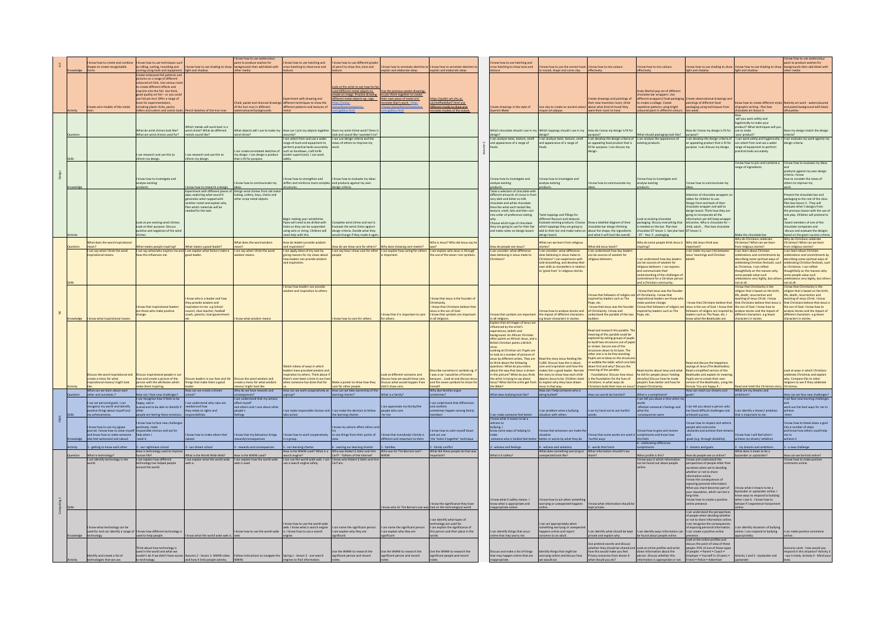| Subject | | | | | | | | | |
|---|---|---|---|---|---|---|---|---|---|
| Art | Knowledge | I know how to create and combine shapes to create recognisable forms | I know how to use techniques such as rolling, cutting, moulding and carving using tools and equipment. | I know how to use shading to show light and shadow. | I know how to use watercolour paint to produce washes for backgrounds then add detail with other media. | I know how to use hatching and cross hatching to show tone and texture. | I know how to use different grades of pencil to show line, tone and texture. | I know how to annotate sketches to explain and elaborate ideas. | I know how to annotate sketches to explain and elaborate ideas. |
| | Activity | Create wire models of the metal man. | Create embossed foil patterns and pictures on a range of different coloured art foils. Use various tools to create different effects and imprints into the foil. Use thick, good quality art foil – or you could use foil pie tins! Offer a range of tools for experimentation, including plastic forks, pastry rollers and cutters and cotton buds. | Pencil sketches of the Iron man | Chalk, pastel and charcoal drawings of the Iron man in different watercoloured backgrounds | Experiment with drawing and different techniques to show the different patterns and textures of metal | Look at the artist to see how he has used different metal objects to create an image. Practice drawing different metal objects eg. cogs. https://www.stevelillaramedes.com/gallery.html | Use the previous weeks drawings to join them together to create their own piece of metal art/ recreate Alan's work. http://www.stevelillaramedes.com/gallery.html | https://public-art.shu.ac.uk/sheffield/bet7.html use different media to draw and recreate models of the statue. |
| Design | Question | | What do wind chimes look like? What are wind chimes used for? | Which metals will work best in a wind chime? What do different metals sound like? | What objects will I use to make my wind chime? | How can I join my objects together securely? | Does my wind chime work? Does it look and sound like I wanted it to? | | |
| | Skills | | I can research and use this to inform my design. | I can research and use this to inform my design. | I can create annotated sketches of my design. I can design a product that is fit for purpose. | I can select from and use a wider range of tools and equipment to perform practical tasks accurately such as handsaws, craft knife (under supervision). I can work safely. | I can use design criteria and the views of others to improve my work. | | |
| | Knowledge | | I know how to investigate and analyse existing products. | I know how to research a design. | I know how to communicate my ideas. | I know how to strengthen and stiffen and reinforce more complex structures. | I know how to evaluate my ideas and products against my own design criteria. | | |
| | Activity | | Look at pre-existing wind chimes. Look at their purpose. Discuss positive and negatives of the wind chimes. | Experiment with different pieces of pipe, exploring what sound it generates when tapped with another metal and explain why. Plan which materials will be needed for the task. | Design wind chimes from old metal tubing, cutlery, keys, chains and other scrap metal objects. | Begin making your windchime. Pipes will need to be drilled with holes so they can be suspended using wire or string. Children will need help with this. | Complete wind chime and test it. Evaluate the wind chime against design criteria. Decide what they would change if they made it again. | | |
| RE | Question | What does the word inspirational mean? | What makes people inspiring? | What makes a good leader? | What does the word wisdom mean? | How do leaders provide wisdom and inspiration? | How do we show care for others? | Why does showing care matter? | Who is Jesus? Who did Jesus say he was? |
| | Skills | I can say what I think the word inspirational means. | I can say what/who inspires me and how this influences me. | I can explain what factors make a good leader. | I can say what I think the word wisdom means. | I can apply ideas of my own by giving reasons for my views about how leaders can provide wisdom and inspiration. | I can say how I show care for other people. | I can explain how caring for others is important. | I can explain who Jesus is through the use of the seven I am symbols. |
| | Knowledge | I know what inspirational means | I know that inspirational leaders are those who make positive change. | I know who is a leader and how they provide wisdom and inspiration to me. e.g School council, class teacher, football coach, parents, local government etc. | I know what wisdom means | I know how leaders can provide wisdom and inspiration to others. | I know how to care for others. | I know that it is important to care for others. | I know that Jesus is the founder of Christianity. I know that Christians believe that Jesus is the son of God. I know that symbols are important in all religions. |
| | Activity | Discuss the word inspirational and create a menu for what inspirational means/ might look like. | Discuss inspirational people in our lives and create a picture of the person with the attributes which make them inspiring. | Discuss leaders in our lives and list things that make them a good leader. | Discuss the word wisdom and create a menu for what wisdom means/ might look like. | Watch videos of ways in which leaders have provided wisdom and inspiration to others. Think about if there's ever been a time in our lives when someone has done that for us. | Make a poster to show how they care for other people. | Look at different scenarios and discuss how we would show care. Discuss what would happen if we didn't show care. | Describe ourselves in symbols eg. If I was a car I would be a Porsche because... Look at and discuss Jesus and the seven symbols he chose for himself. |
| PSHE | Question | What can we learn about each other and ourselves? | How can I face new challenges? | How can we create a dream school? | Why do we have rewards and consequences? | How can we work cooperatively as a group? | How can we take ownership of the learning charter? | What is a family? | Why doe families argue sometimes? |
| | Skills | I can set personal goals. I can recognise my worth and identify positive things about myself and my achievements. | I can recognise how it feels to be happy, sad or scared and to be able to identify if other people are feeling these emotions. | I can understand why rules are needed and how they relate to rights and responsibilities. | I can understand that my actions affect myself and others and I care about other people's feelings | I can make responsible choices and take action. | I can make the decision to follow the learning charter. | I can appreciate my family/the people who care for me | I can understand that differences and conflicts sometimes happen among family members |
| | Knowledge | I know how to use my jigsaw journal. I know how to value myself and know how to make someone else feel welcomed and valued. | I know how to face new challenges positively, make responsible choices and ask for help when I need it. | I know how to make others feel valued. | I know that my behaviour brings rewards/consequences. | I know how to work cooperatively in a group. | I know my actions affect others and try to see things from their points of view. | I know that everybody's family is different and important to them | I know how to calm myself down and can use the 'Solve it together' technique |
| | Activity | 1 - getting to know each other | 2 - our nightmare school | 3 - our dream school | 4 - rewards and consequences | 5 - our learning charter | 6 - owning our learning charter | 1 - families | 2 - family conflict |
| Computing | Question | What is technology? | How is technology used to improve human life? | What is the World Wide Web? | How is the WWW used? | How is the WWW used? What is a search engine? | Who was Robert E Kahn and Vint Cerf? - 'Fathers of the internet' | Who was Sir Tim Berners-Lee? - WWW | What did these people do that was important? |
| | Skills | I can identify technology in the world. | I can explain how different technology has helped people around the world. | I can explain what the world wide web is. | I can explain how the world wide web is used. | I can use the world wide web. I can use a search engine safely. | I know who Robert E Kahn and Vint Cerf are. | I know who Sir Tim Berners-Lee was | I know the significance they have had on the technological world |
| | Knowledge | I know what technology can be used for and can identify a range of technology. | I know how different technology is used to help people. | I know what the world wide web is. | I know how to use the world wide web | I know how to use the world wide web. I know what a search engine is. I know how to use a search engine. | I can name the significant person I can explain why they are significant | I can name the significant person I can explain why they are significant | I can identify what types of technology are used for. I can explain the significance of this person and their place in the world. |
| | Activity | Identify and create a list of technologies that we use. | Think about how technology is used in the world and what we couldn't do if we didn't have access to technology. | Autumn 2 - lesson 2 - WWW video and how it links people activity. | Follow instructions to navigate the WWW. | Spring 1 - lesson 3 - use search engines to find information. | Use the WWW to research the significant person and record notes. | Use the WWW to research the significant person and record notes. | Use the WWW to research the significant person and record notes. |

**Autumn 2**

| Subject | | | | | | | | |
|---|---|---|---|---|---|---|---|---|
| Art | Knowledge | I know how to use hatching and cross hatching to show tone and texture. | I know how to use the correct tools to mould, shape and carve clay. | I know how to mix colours effectively. | I know how to mix colours effectively. | I know how to use shading to show light and shadow. | I know how to use shading to show light and shadow. | I know how to use watercolour paint to produce washes for backgrounds then add detail with other media. |
| | Activity | Create drawings in the style of Quentin Blake | Use clay to create an ancient aztec/ mayan art plaque. | Create drawings and paintings of their new invention room, think about what kind of mood they want their room to have. | Andy Warhol pop art of different chocolate bar wrappers. Use different wrappers/ food packaging to create a collage. Create repetitive patterns using bright coloured paint in different colours. | Create observational drawings and paintings of different food packaging using techniques from last week. | Know how to create different styles of graphic writing - Plan bee chocolate art lesson 3 | Nativity art work - watercoloured and pastel background with black silhouettes. |
| Design | Question | Which chocolate should I use in my design? | Which toppings should I use in my design? | How do I know my design is fit for purpose? | What should packaging look like? | How do I know my design is fit for purpose? | How will you work safely and hygienically to make your product? What techniques will you use to make your product? | Does my design match the design criteria? |
| | Skills | I can analyse taste, texture, smell and appearance of a range of foods. | I can analyse taste, texture, smell and appearance of a range of foods. | I can develop the design criteria of an appealing food product that is fit for purpose. I can discuss my design. | I can analyse the appearance of existing products. | I can develop the design criteria of an appealing product that is fit for purpose. I can discuss my design. | I can work safely and hygienically. I can select from and use a wider range of equipment to perform practical tasks accurately | I can evaluate my work against my design criteria. |
| | Knowledge | I know how to investigate and analyse existing products. | I know how to investigate and analyse existing products. | I know how to communicate my ideas. | I know how to investigate and analyse existing products. | I know how to communicate my ideas. | I know how to join and combine a range of ingredients. | I know how to evaluate my ideas and products against my own design criteria. I know how to consider the views of others to improve my work. |
| | Activity | Taste a selection of chocolate with different amounts of cocoa in from very dark and bitter to milk chocolate and white chocolate. Describe what each tasted like, texture, smell, bite and then sort into order of preference stating why. Choose which type of chocolate they are going to use for their bar and make notes on design board. | Taste toppings and fillings for different flavours and textures. Evaluate existing products. Choose which toppings they are going to add to their bar and make notes on design board. | Draw a labelled diagram of their chocolate bar design thinking about the shape, the ingredients and what it will look like overall. | Look at existing chocolate packaging. Discuss everything that is needed on the bar. Plan bee chocolate DT lesson 1. See plan bee DT - Year 3 - packaging | Selection of chocolate wrappers on tables for children to use. Design front and back of their chocolate wrapper and add to design board. Think how they are going to incorporate all the information yet still keep wrapper attractive. Who is chocolate for – child, adult... Plan bee chocolate DT lesson 2. | Make the chocolate bar. | Present the chocolate bar and packaging to the rest of the class. Plan bee lesson 3 - They will evaluate other's designs from the previous lesson with the use of role play. Children will pretend to be board members of one of the chocolate companies and discuss and evaluate the designs based on the given success criteria. |
| RE | Question | How do people see Jesus? | What can we learn from religious stories? | What did Jesus teach? | Why do some people think Jesus is inspiring? | Who did Jesus think was important? | Why do Christians celebrate Christmas? What can we learn from religious stories? | Why do Christians celebrate Christmas? What can we learn from religious stories? |
| | Skills | I can consider: what difference does believing in Jesus make to Christians? | I can consider: what difference does believing in Jesus make to Christians? I can experience well-told storytelling, and develop their own skills as storytellers in relation to 'great lives' in religious stories. | I can understand how key leaders can be sources of wisdom for religious believers. | I can understand how key leaders can be sources of wisdom for religious believers. I can express and communicate their understanding of the challenges of commitment for a Christian person and a Christian community. | I can make my own link between Jesus' teachings and Christian beliefs | I can learn about Christian celebrations and commitments by describing some spiritual ways of celebrating Christian festivals, such as Christmas. I can reflect thoughtfully on the reasons why some people value such celebrations very highly, but others not at all. | I can learn about Christian celebrations and commitments by describing some spiritual ways of celebrating Christian festivals, such as Christmas. I can reflect thoughtfully on the reasons why some people value such celebrations very highly, but others not at all. |
| | Knowledge | I know that symbols are important in the Bible. | I know how to analyse stories and the impact of different characters e.g lesser characters in stories. | I know that followers of religion are inspired by leaders such as The Pope, etc. I know that Jesus was the founder of Christianity. I know and understand the parable of the two builders | I know that Jesus was the founder of Christianity. I know that inspirational leaders are those who make positive change. I know that followers of religion are inspired by leaders such as The Pope, etc. | I know that Christians believe that Jesus is the son of God. I know how to analyse stories and the impact of different characters. e.g lesser characters in stories. I know what the Beatitudes are. | I know that Christianity is the religion that is based on the birth, life, death, resurrection and teaching of Jesus Christ. I know that Christians believe that Jesus is the son of God. I know how to analyse stories and the impact of different characters. e.g lesser characters in stories. | I know that Christianity is the religion that is based on the birth, life, death, resurrection and teaching of Jesus Christ. I know that Christians believe that Jesus is the son of God. I know how to analyse stories and the impact of different characters. e.g lesser characters in stories. |
| | Activity | Explain that all images of Jesus are influenced by the artist's experiences, beliefs and background. An African Christian often paints an African Jesus, and a British Christian paints a British Jesus. Looking at Christian art: Pupils are to look at a number of pictures of Jesus by different artists. They are to think about the following questions: What do you notice about the way that Jesus is drawn in this picture? What do you think the artist is trying to say about Jesus? What did the artist get from the Bible? | Read the story Jesus feeding the 5,000. Discuss how the is about care and inspiration and how this makes him a good leader. Narrate the story to show how each child depicts Jesus to be. Children need to explain how they feel about Jesus in that way. | Read and research the parable. The meaning of this parable could be explored by asking groups of pupils to build two structures out of paper or straws. Secure one of the structures down to its base. The other one is to be free standing. Pupils are to blow on the structures or wobble the table: which one falls down first and why? Discuss the meaning of the parable. - Foundations: Discuss how Jesus is the foundation for the lives of Christians: in what ways do Christians build their lives on Jesus? | Read stories about Jesus and what he did for people (Jesus' healing miracles) Discuss how he made people's lives better and how he shaped Christianity. | Read and discuss the Happiness sayings of Jesus (The Beatitudes). Read a simplified version of the Beatitudes and explain its meaning. Pupils are to create their own version of the Beatitudes, using the formula 'You are happy if...' | Read and retell the Christmas story. | Look at ways in which Christians celebrate Christmas and explain why. Compare this to other religions to see if they celebrate Christmas. |
| PSHE | Question | What does bullying look like? | How can I help someone who is being bullied? | How can words be harmful? | What is a compliment? | How can reach our dreams and goals? | What are my dreams and ambitions? | How can we face new challenges? |
| | Skills | I can make someone feel better | I can problem-solve a bullying situation with others. | I can try hard not to use hurtful words. | I can tell you about a time when my words affected someone's feelings and what the consequences were | I can tell you about a person who has faced difficult challenges and achieved success. | I can identify a dream/ ambition that is important to me. | I can face new learning challenges and work out the best ways for me to achieve them |
| | Knowledge | I know what it means to be a witness to bullying. I know some ways of helping to make someone who is bullied feel better | I know that witnesses can make the situation better or worse by what they do. | I know that some words are used in hurtful ways | I know how to give and receive compliments and know how this feels | I know how to respect and admire people who overcome obstacles and achieve their dreams and goals (e.g. through disability) | I know how I will feel when I achieve my dream/ ambition | I know how to break down a goal into a number of steps and know how others could help me to achieve it |
| | Activity | 3 - witness and feelings | 4 - witness and solutions | 5 - words that harm | 6 - celebrating difference: compliments | 1 - dreams and goals | 2 - my dreams and ambitions | 3 - a new challenge |
| Computing | Question | What is E-safety? | What does something worrying or unexpected look like? | What information shouldn't we share? | Who's profile is this? | How do people use us online? | What does it mean to be a bystander or upstander? | How can we be kind online? |
| | Skills | I know what E-safety means. I know what is appropriate and inappropriate online. | I know how to act when something worrying or unexpected happens online. | I know what information should be kept private. | I know ways in which information can be found out about people online. | I know and understand the perspectives of people other than ourselves when we're deciding whether or not to share information online. I know the consequences of exposing personal information. What you share becomes part of your reputation, which can last a long time. I know how to create a positive online presence. | I know what it means to be a bystander or upstander online. I know ways to respond to bullying when I see it. I know how to behave if I experience harassment online. | I know how to make positive comments online. |
| | Knowledge | I can identify things that occur online that may worry me. | I can act appropriately when something worrying or unexpected happens online and report concerns to an adult. | I can identify what should be kept private and explain why. | I can identify ways information can be found about people online. | I can understand the perspectives of people when deciding whether or not to share information online. I can recognise the consequences of exposing personal information. I can create a positive online presence. | I can identify situations of bullying online. I can respond to bullying appropriately. | I can make positive comments online. |
| | Activity | Discuss and make a list of things that may happen online that are inappropriate. | Identify things that might be worrying online and discuss how we would act. | Use pretend secrets and discuss whether they should be shared and how this would make you feel. Privacy scenarios from lesson 4 - what should you do? | Look at online profiles and write down information about the person. Discuss whether this information is appropriate or not. | Look at the online profiles and discuss the point of view of these people: POV of one of these types of people: • Parent • Coach • Employer • Yourself in 10 years • Friend • Police • Advertiser | Activity 1 and 2 - bystander and upstander. | Scenario cards - how would you respond in this situation? Activity 3 - say it nicely. Activity 4 - Mind your tone. |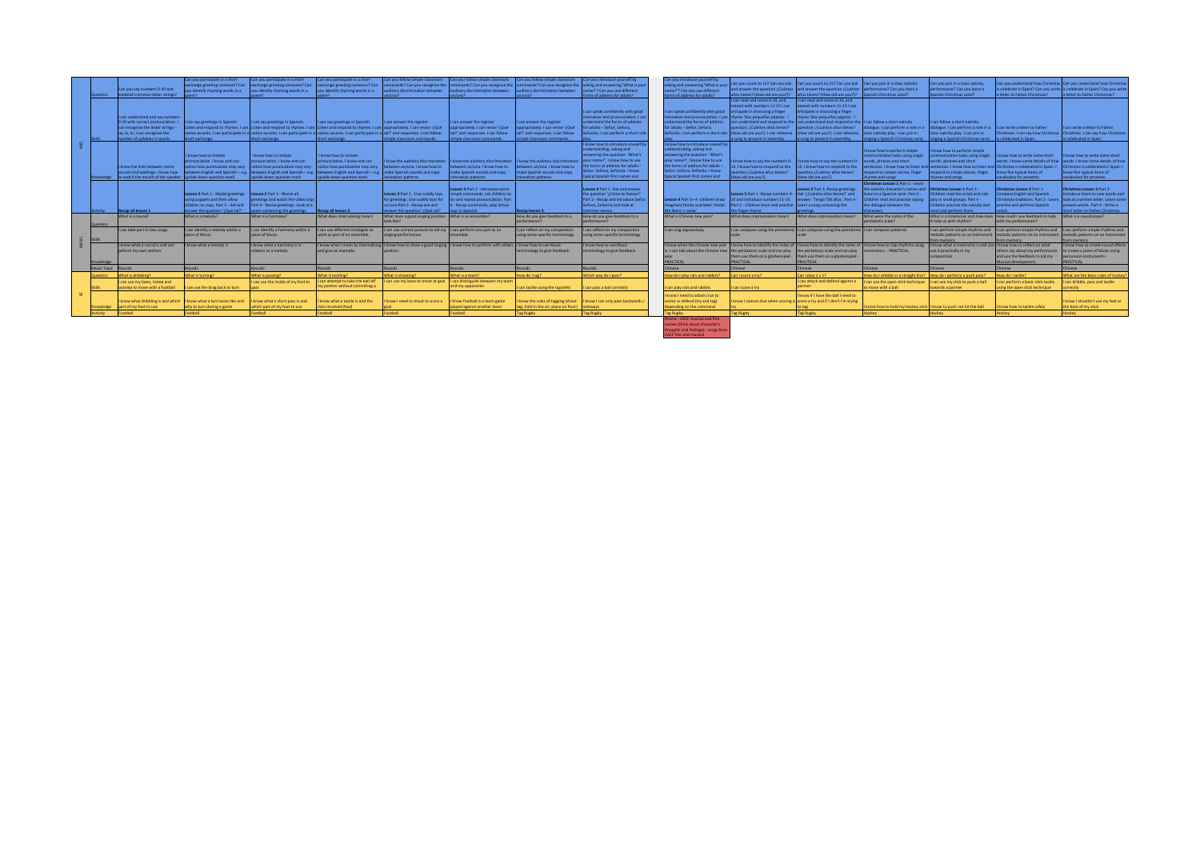| Subject | | | | | | | | | |
|---|---|---|---|---|---|---|---|---|---|
| MFL | Question | Can you say numbers 0-10 and establish common letter strings? | Can you participate in a short exchange greeting someone? Can you identify rhyming words in a poem? | Can you participate in a short exchange greeting someone? Can you identify rhyming words in a poem? | Can you participate in a short exchange greeting someone? Can you identify rhyming words in a poem? | Can you follow simple classroom commands? Can you recognise the auditory discrimination between un/una? | Can you follow simple classroom commands? Can you recognise the auditory discrimination between un/una? | Can you follow simple classroom commands? Can you recognise the auditory discrimination between un/una? | Can you introduce yourself by asking and answering 'What is your name?'? Can you use different forms of address for adults? |
| | Skills | I can understand and say numbers 0-10 with correct pronunciation. I can recognise the letter strings – ua, ie, ei. I can recognise the number of syllables in words | I can say greetings in Spanish. Listen and respond to rhymes. I can notice accents. I can participate in a short exchange. | I can say greetings in Spanish. Listen and respond to rhymes. I can notice accents. I can participate in a short exchange. | I can say greetings in Spanish. Listen and respond to rhymes. I can notice accents. I can participate in a short exchange. | I can answer the register appropriately. I can revise '¿Qué tal?' and responses. I can follow simple classroom commands. | I can answer the register appropriately. I can revise '¿Qué tal?' and responses. I can follow simple classroom commands. | I can answer the register appropriately. I can revise '¿Qué tal?' and responses. I can follow simple classroom commands. | I can speak confidently with good intonation and pronunciation. I can understand the forms of address for adults – Señor, Señora, Señorita. I can perform a short role play. |
| | Knowledge | I know the links between some sounds and spellings. I know how to watch the mouth of the speaker. | I know how to imitate pronunciation. I know and can notice how punctuation may vary between English and Spanish – e.g. upside down question mark | I know how to imitate pronunciation. I know and can notice how punctuation may vary between English and Spanish – e.g. upside down question mark | I know how to imitate pronunciation. I know and can notice how punctuation may vary between English and Spanish – e.g. upside down question mark | I know the auditory discrimination between un/una. I know how to make Spanish sounds and copy intonation patterns | I know the auditory discrimination between un/una. I know how to make Spanish sounds and copy intonation patterns | I know the auditory discrimination between un/una. I know how to make Spanish sounds and copy intonation patterns | I know how to introduce oneself by understanding, asking and answering the question: 'What's your name?'. I know how to use the forms of address for adults – Señor, Señora, Señorita. I know typical Spanish first names and |
| | Activity | Recap all lesson 1 | Lesson 2 Part 1 - Model greetings using puppets and then allow children to copy. Part 2 - Ask and answer the question '¿Qué tal?' | Lesson 2 Part 3 - Revise all greetings and watch the video clips. Part 4 - Revise greetings. Look at a poem containing the greetings. | Recap all lesson 2. | Lesson 3 Part 1 - Use cuddly toys for greetings. Use cuddly toys for un/una Part 2 - Recap ask and answer the question '¿Qué tal?' | Lesson 3 Part 3 - Introduce some simple commands, ask children to do and repeat pronunciation. Part 4 - Recap commands, play Simon says in Spanish. | Recap lesson 3. | Lesson 4 Part 1 - Ask and answer the question '¿Cómo te llamas?' Part 2 - Recap and introduce Señor, Señora, Señorita and look at common names. |
| MUSIC | Question | What is a round? | What is a melody? | What is a harmony? | What does internalising mean? | What does a good singing position look like? | What is an ensemble? | How do you give feedback to a performance? | How do you give feedback to a performance? |
| | Skills | I can take part in two songs | I can identify a melody within a piece of Music. | I can identify a harmony within a piece of Music. | I can use different strategies to work as part of an ensemble. | I can use correct posture to aid my singing performance. | I can perform one part as an ensemble. | I can reflect on my composition using some specific terminology | I can reflect on my composition using some specific terminology |
| | Knowledge | I know what a round is and can perform my own section. | I know what a melody is. | I know what a harmony is in relation to a melody. | I know what I mean by internalising and give an example. | I know how to show a good singing position. | I know how to perform with others. | I know how to use Music terminology to give feedback. | I know how to use Music terminology to give feedback. |
| | Music Topic | Rounds | Rounds | Rounds | Rounds | Rounds | Rounds | Rounds | Rounds |
| PE | Question | What is dribbling? | What is turning? | What is passing? | What is tackling? | What is shooting? | What is a team? | How do I tag? | Which way do I pass? |
| | Skills | I can use my laces, instep and outstep to move with a football | I can use the drag back to turn | I can use the inside of my foot to pass | I can attempt to take the ball off my partner without commiting a | I can use my laces to shoot at goal | I can distinguish between my team and my opponents | I can tackle using the tag belts | I can pass a ball correctly |
| | Knowledge | I know what dribbling is and which part of my foot to use | I know what a turn looks like and why to turn during a game | I know what a short pass is and which part of my foot to use | I know what a tackle is and the rules involved (foul) | I know I need to shoot to score a goal | I know football is a team game played against another team | I know the rules of tagging (shout tag, hold in the air, place on floor) | I know I can only pass backwards / sideways |
| | Activity | Football | Football | Football | Football | Football | Football | Tag Rugby | Tag Rugby |

| | | | | | | |
|---|---|---|---|---|---|---|
| Can you introduce yourself by asking and answering 'What is your name?'? Can you use different forms of address for adults? | Can you count to 15? Can you ask and answer the question ¿Cuántos años tienes? (How old are you?)? | Can you count to 15? Can you ask and answer the question ¿Cuántos años tienes? (How old are you?)? | Can you join in a class nativity performance? Can you learn a Spanish Christmas carol? | Can you join in a class nativity performance? Can you learn a Spanish Christmas carol? | Can you understand how Christmas is celebrate in Spain? Can you write a letter to Father Christmas? | Can you understand how Christmas is celebrate in Spain? Can you write a letter to Father Christmas? |
| I can speak confidently with good intonation and pronunciation. I can understand the forms of address for adults – Señor, Señora, Señorita. I can perform a short role play. | I can read and revise 0-10, and extend with numbers 11-15 I can participate in chorusing a finger rhyme 'Dos pequeños pájaros'. I can understand and respond to the question ¿Cuántos años tienes? (How old are you?). I can rehearse a song to present in assembly. | I can read and revise 0-10, and extend with numbers 11-15 I can participate in chorusing a finger rhyme 'Dos pequeños pájaros'. I can understand and respond to the question ¿Cuántos años tienes? (How old are you?). I can rehearse a song to present in assembly. | I can follow a short nativity dialogue. I can perform a role in a class nativity play. I can join in singing a Spanish Christmas carol. | I can follow a short nativity dialogue. I can perform a role in a class nativity play. I can join in singing a Spanish Christmas carol. | I can write a letter to Father Christmas. I can say how Christmas is celebrated in Spain. | I can write a letter to Father Christmas. I can say how Christmas is celebrated in Spain. |
| I know how to introduce oneself by understanding, asking and answering the question: 'What's your name?'. I know how to use the forms of address for adults – Señor, Señora, Señorita. I know typical Spanish first names and | I know how to say the numbers 0-15. I know how to respond to the question ¿Cuántos años tienes? (How old are you?). | I know how to say the numbers 0-15. I know how to respond to the question ¿Cuántos años tienes? (How old are you?). | I know how to perform simple communicative tasks using single words, phrases and short sentences. I know how to listen and respond to simple stories, finger rhymes and songs | I know how to perform simple communicative tasks using single words, phrases and short sentences. I know how to listen and respond to simple stories, finger rhymes and songs | I know how to write some short words. I know some details of how Christmas is celebrated in Spain. I know five typical items of vocabulary for presents. | I know how to write some short words. I know some details of how Christmas is celebrated in Spain. I know five typical items of vocabulary for presents. |
| Lesson 4 Part 3+ 4 - Children draw imaginary family and label '¡Hola! Me llamo + name' | Lesson 5 Part 1 - Recap numbers 0-10 and introduce numbers 11-15 Part 2 - Children learn and practise the finger rhyme | Lesson 5 Part 3 - Recap greetings. Ask '¿Cuántos años tienes?' and answer 'Tengo 7/8 años.' Part 4 - Learn a song containing the greetings. | Christmas Lesson 1 Part 1 - Learn the nativity character's names and listen to a Spanish carol. Part 2 - Children read and practise saying the dialogue between the characters. | Christmas Lesson 1 Part 3 - Children read the script and role play in small groups. Part 4 - Children practise the nativity and carol and perform them. | Christmas Lesson 2 Part 1 - Compare English and Spanish Christmas traditions. Part 2 - Learn, practise and perform Spanish carols. | Christmas Lesson 2 Part 3 - Introduce them to new words and look at a written letter. Learn some present words. Part 4 - Write a short letter to Father Christmas. |
| What is Chinese new year? | What does improvisation mean? | What does improvisation mean? | What were the notes of the pentatonic scale? | What is a mnemonic and how does it help us with rhythm? | How could I use feedback to help with my performance? | What is a soundscape? |
| I can sing expressively | I can compose using the pentatonic scale | I can compose using the pentatonic scale | I can compose patterns | I can perform simple rhythms and melodic patterns on an instrument from memory | I can perform simple rhythms and melodic patterns on an instrument from memory | I can perform simple rhythms and melodic patterns on an instrument from memory |
| I know when the chinese new year is. I can talk about the chinese new year PRACTICAL | I know how to identify the notes of the pentatonic scale and can play them use them on a glockenspiel - PRACTICAL | I know how to identify the notes of the pentatonic scale and can play them use them on a glockenspiel - PRACTICAL | I know how to clap rhythms using mnemonics. - PRACTICAL | I know what a mnemonic is and can use it practically in my composition. | I know how to reflect on what others say about my performance and use the feedback to aid my Musical development | I know how to create sound effects to create a piece of Music using percussion instruments - PRACTICAL |
| Chinese | Chinese | Chinese | Chinese | Chinese | Chinese | Chinese |
| How do I play rats and rabbits? | Can I score a try? | Can I play 1 v 1? | How do I dribble in a straight line? | How do I perform a push pass? | How do I tackle? | What are the basic rules of hockey? |
| I can play rats and rabbits | I can score a try | I can attack and defend against a partner | I can use the open stick technique to move with a ball | I can use my stick to push a ball towards a partner | I can perform a basic stick tackle using the open stick technique | I can dribble, pass and tackle correctly |
| I know I need to attack (run to score) or defend (try and tag) depending on the command | I know I cannot dive when scoring a try | I know if I have the ball I need to score a try and if I don't I'm trying to tag | I know how to hold my hockey stick | I know to push not hit the ball | I know how to tackle safely | I know I shouldn't use my feet or the back of my stick |
| Tag Rugby | Tag Rugby | Tag Rugby | Hockey | Hockey | Hockey | Hockey |
| Drama - CACF musical and film scenes (think about character's thoughts and feelings) - songs from CACF film and musical | | | | | | |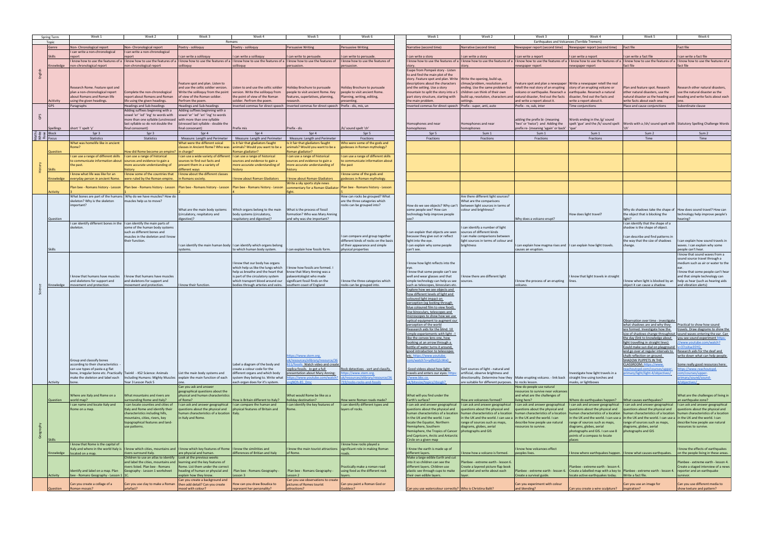| Spring Term | | Week 1 | Week 2 | Week 3 | Week 4 | Week 5 | Week 6 |
|---|---|---|---|---|---|---|---|
| | Topic | Romans | | | | | |
| English | Genre | Non- Chronological report | Non- Chronological report | Poetry - soliloquy | Poetry - soliloquy | Persuasive Writing | Persuasive Writing |
| | Skills | I can write a non-chronological report | I can write a non-chronological report | I can write a soliloquy | I can write a soliloquy | I can write to persuade. | I can write to persuade. |
| | Knowledge | I know how to use the features of a non-chronological report | I know how to use the features of a non-chronological report | I know how to use the features of a soliloquy | I know how to use the features of a soliloquy | I know how to use the features of persuasion. | I know how to use the features of persuasion. |
| | Acitivity | Research Rome. Feature spot and plan a non-chronological report about Romans and Roman life using the given headings. | Complete the non-chronological report about Romans and Roman life using the given headings. | Feature spot and plan. Listen to and use the celtic soldier version. Write the soliloquy from the point of view of Roman soldier. Perfrom the poem. | Listen to and use the celtic soldier version. Write the soliloquy from the point of view of the Roman soldier. Perfrom the poem. | Holiday Brochure to pursuade people to visit ancient Rome. Key features, superlatives, planning, research. | Holiday Brochure to pursuade people to visit ancient Rome. Planning, writing, editing, presenting. |
| | GPS | Paragraphs | Headings and Sub-headings | Headings and Sub-headings | Inverted commas for direct speech | Inverted commas for direct speech | Prefix - dis, mis, un |
| | Spellings | short 'i' spelt 'y' | Adding suffixes beginning with a vowel 'er' 'ed' 'ing' to words with more than one syllable (unstressed last syllable so do not double the final consonant) | Adding suffixes beginning with a vowel 'er' 'ed' 'en' 'ing' to words with more than one syllable (stressed last syllable - double the final consonant) | Prefix mis | Prefix - dis | /k/ sound spelt 'ch' |
| Maths White Rose | Block | Spr 3 | Spr 3 | Spr 4 | Spr 4 | Spr 4 | Spr 5 |
| | Focus | Statistics | Statistics | Measure: Length and Perimeter | Measure: Length and Perimeter | Measure: Length and Perimeter | Fractions |
| History | Question | What was homelife like in ancient Rome? | How did Rome become an empire? | What were the different soical classes in Ancient Rome? Who was in charge? | Is it fair that gladiators faught animals? Would you want to be a Roman gladiator? | Is it fair that gladiators faught animals? Would you want to be a Roman gladiator? | Who were some of the gods and godesses in Roman mythology? |
| | Skills | I can use a range of different skills to communicate information about the past. | I can use a range of historical sources and evidence to gain a more accurate understanding of history | I can use a wide variety of different sources to find out facts and present them in a variety of different ways | I can use a range of historical sources and evidence to gain a more accurate understanding of history | I can use a range of historical sources and evidence to gain a more accurate understanding of history | I can use a range of different skills to communicate information about the past |
| | Knowledge | I know what life was like for an everyday person in ancient Rome. | I know some of the countries that were ruled by the Roman empire. | I know about the different classes in Romans society. | I know about Roman Gladiators | I know about Roman Gladiators | I know some of the gods and godesses in Roman mythology. |
| | Activity | Plan bee - Romans history - Lesson 3 | Plan bee - Romans history - Lesson 1 | Plan bee - Romans history - Lesson 2 | Plan bee - Romans history - Lesson 4 | Write a sky sports style news commentary for a Roman Gladiator fight. | Plan bee - Romans history - Lesson 5 |
| Science | Question | What bones are part of the humans skeleton? Why is the skeleton important? | Why do we have muscles? How do muscles help us to move? | What are the main body systems (circulatory, respitatory and digestive)? | Which organs belong to the main body systems (circulatory, respiratory and digestive)? | What is the process of fossil formation? Who was Mary Anning and why was she important? | How can rocks be grouped? What are the three catagories which rocks can be grouped into? |
| | Skills | I can identify different bones in the skeleton. | I can identify the main parts of some of the human body systems such as different bones and muscles in the skeleton and I know their function. | I can identify the main human body systems. | I can identify which organs belong to which human body system. | I can explain how fossils form. | I can compare and group together different kinds of rocks on the basis of their appearance and simple physical properties |
| | Knowledge | I know that humans have muscles and skeletons for support and movement and protection. | I know that humans have muscles and skeletons for support and movement and protection. | I know their function. | I know that our body has organs which help us like the lungs which help us breathe and the heart that is part of the circulatory system which transport blood around our bodies through arteries and veins. | I know how fossils are formed. I know that Mary Anning was a palaeontologist who made significant fossil finds on the southern coast of England | I know the three categories which rocks can be grouped into. |
| | Activity | Group and classify bones according to their characteristics - can use types of pasta e.g flat bone, irregular bone etc. Practically make the skeleton and label each bone. | Twinkl - KS2 Science: Animals Including Humans: Mighty Muscles Year 3 Lesson Pack 5 | List the main body systems and explain the main function of each one. | Label a diagram of the body and create a colour code for the different organs and which body system they belong to. Write what each organ does for it's system. | https://www.stem.org.uk/resources/elibrary/resource/36611/fossils Watch video and create replica fossils. Jo got a full presentation about Mary Anning. https://www.youtube.com/watch?v=qNOh-85_Dmc | Rock detectives - sort and classify. https://www.stem.org.uk/resources/elibrary/resource/26719/rocks-rocks-and-fossils |
| Geography | Question | Where are Italy and Rome on a world map? | What mountains and rivers are surrounding Rome and Italy? | Can you ask and answer geographical questions about the physical and human characteristics of Rome? | How is Britain different to Italy? | What would Rome be like as a holiday destination? | How were Roman roads made? |
| | Skills | I can name and locate Italy and Rome on a map. | I can locate counties and cities of Italy and Rome and identify their characteristics including hills, mountains, cities, rivers, key topographical features and land-use patterns. | I can ask and answer geographical questions about the physical and human characteristics of a location in Italy and Rome. | I can compare the human and physical features of Britain and Italy. | I can identify the key features of Rome. | I can identify different types and layers of rocks. |
| | Knowledge | I know that Rome is the capital of Italy and where in the world Italy is located on a map. | I know which cities, mountains and rivers surround Italy. | I know which key features of Rome are physical and human. | I know the similarities and differences of Britian and Italy | I know the main tourist attractions of Rome. | I know how rocks played a significant role in making Roman roads. |
| | Activity | Identify and label on a map. Plan bee - Romans Geography - Lesson 1 | Children to use an atlas to identify and label the cities, mountains and rivers listed. Plan bee - Romans Geography - Lesson 1 worksheet 1C. | Look at the previous weeks learning and the key features of Rome. List them under the correct heading of human or physical and explain how they know. | Plan bee - Romans Geography - Lesson 3 | Plan bee - Romans Geography - Lesson 2 | Practically make a roman road using food as the different rock layers. |
| | Question | Can you create a collage of a Roman mosaic? | Can you use clay to make a Roman artefact? | Can you create a background and then add detail? Can you create mood with colour? | How can you draw Boudica to represent her personality? | Can you use observations to create pictures of Romes tourist attractions? | Can you paint a Roman God or Goddess? |

| | | Week 1 | Week 2 | Week 3 | Week 4 | Week 5 | Week 6 |
|---|---|---|---|---|---|---|---|
| | | Earthquakes and Volcanoes (Terrible Tremors) | | | | | |
| | | Narrative (second time) | Narrative (second time) | Newspaper report (second time) | Newspaper report (second time) | Fact file | Fact file |
| | | I can write a story | I can write a story | I can write a report | I can write a report | I can write a fact file | I can write a fact file |
| | | I know how to use the features of a story. | I know how to use the features of a story. | I know how to use the features of a newspaper report | I know how to use the features of a newspaper report | I know how to use the features of a fact file | I know how to use the features of a fact file |
| | | Esape from Pompeii story - Listen to and find the main plot of the story. Feature spot and plan. Write descriptions about the characters and the setting. Use a story mountain to split the story into a 5 part story structure, starting with the main problem. | Write the opening, build up, climax/problem, resolution and ending. Use the same problem but children can think of their own build up, resolution, characters and settings. | Feature spot and plan a newspaper retell the real story of an erupting volcano or earthquake. Reserach a natural disaster, find out the facts and write a report about it. | Write a newspaper retell the real story of an erupting volcano or earthquake. Reserach a natural disaster, find out the facts and write a report about it. | Plan and feature spot. Research other natural disasters, use the natural disaster as the heading and write facts about each one. | Research other natural disasters, use the natural disaster as the heading and write facts about each one. |
| | | Inverted commas for direct speech | Prefix - super, anti, auto | Prefix - re, sub, inter | Time conjunctions | Place and cause conjunctions | Subordinate clause |
| | | Homophones and near homophones | Homophones and near homophones | adding the prefix bi- (meaning 'two' or 'twice') and Adding the prefix re- (meaning 'again' or back' | Words ending in the /g/ sound spelt 'gue' and the /k/ sound spelt 'que' | Words with a /sh/ sound spelt with 'ch' | Statutory Spelling Challenge Words |
| | | Spr 5 | Sum 1 | Sum 1 | Sum 1 | Sum 2 | Sum 2 |
| | | Fractions | Fractions | Fractions | Fractions | Time | Time |
| | | | | | | | |
| | | | | | | | |
| | | | | | | | |
| | | | | | | | |
| | | How do we see objects? Why can't some people see? How can technology help improve people see? | Are there different light sources? What are the comparisons between light sources in terms of colour and brightness? | Why does a volcano erupt? | How does light travel? | Why do shadows take the shape of the object that is blocking the light? | How does sound travel? How can technology help improve people's hearing? |
| | | I can explain that objects are seen because they give out or reflect light into the eye. I can explain why some people can't see. | I can identify a number of light sources of different kinds I can make comparisons between light sources in terms of colour and brightness | I can explain how magma rises and causes an eruption. | I can explain how light travels. | I can identify that the shape of a shadow is the shape of object. I can describe and find patterns in the way that the size of shadows change. | I can explain how sound travels in waves. I can explain why some people can't hear. |
| | | I know how light reflects into the eye. I know that some people can't see well and wear glasses and that simple technology can help us see such as telescopes, binoculars etc. | I know there are different light sources. | I know the process of an erupting volcano. | I know that light travels in straight lines. | I know when light is blocked by an object it can cause a shadow. | I know that sound waves from a sound source travel through a medium such as air or water to the ear. I know that some people can't hear and that simple technology can help us hear (such as hearing aids and vibration alerts) |
| | | Explore how we see objects and how different levels of light and coloured light impact on perception (eg looking through blue coloured film to view food). Use binoculars, telescopes and microscopes to show how we use optical equipment to augment our perception of the world Reasearch aids for the blind. 10 simple experiments with light - I like the convex lens one, how looking at an arrow through a bottle of water turns it around, good introduction to telescopes etc. https://www.youtube.com/watch?v=ydfeJQ2cWv0 Good videos about how light travels and enters our eyes: https://www.bbc.co.uk/bitesize/topics/zbssgk7 | Sort sources of light - natural and artificial, observe brightness and directionality. Determine how they are suitable for different purposes. | Make erupting volcano. - link back to rocks lesson. | Investigate how light travels in a straight line using torches and masks, or lightboxes | Observation over time - investigate what shadows are and why they are formed. Investigate how the size of shadows change throughout the day (link to knowledge about light travelling in straight lines) Could make sun dial on playground and go over at regular intervals to chalk reflection on ground. SHADOW PUPPETS IN THE CLASSROOM: https://www.reachoutcpd.com/courses/upper-primary/light/light-4/objectives/ | Practical to show how sound travels. Draw diagrams to show the sound waves entering the ear. Can you see sound experiment https://www.youtube.com/watch?v=37csXve35YQ Research aids for the deaf and write down what can help people. Some really good resources here: https://www.reachoutcpd.com/courses/upper-primary/sound/sound-4/objectives/ |
| | | What will you find under the Earth's surface? | How are volcanoes formed? | How do people use natural resources to survive near volcanoes and what are the challenges of living here? | Where do earthquakes happen? | What causes earthquakes? | What are the challenges of living in an earthquake zone? |
| | | I can ask and answer geographical questions about the physical and human characteristics of a location in the UK and the world. I can locate the Equator, Northern Hemisphere, Southern Hemisphere, the Tropics of Cancer and Capricorn, Arctic and Antarctic Circle on a given map | I can ask and answer geographical questions about the physical and human characteristics of a location in the UK and the world. I can use a range of sources such as maps, diagrams, globes, aerial photographs and GIS | I can ask and answer geographical questions about the physical and human characteristics of a location in the UK and the world. I can describe how people use natural resources to survive. | I can ask and answer geographical questions about the physical and human characteristics of a location in the UK and the world. I can use a range of sources such as maps, diagrams, globes, aerial photographs and GIS. I can use the 8 points of a compass to locate places | I can ask and answer geographical questions about the physical and human characteristics of a location in the UK and the world. I can use a range of sources such as maps, diagrams, globes, aerial photographs and GIS | I can ask and answer geographical questions about the physical and human characteristics of a location in the UK and the world. I can describe how people use natural resources to survive. |
| | | I know the earth is made up of different layers. | I know how a volcano is formed. | I know how volcanoes effect peoples lives. | I know where earthquakes happen. | I know what causes earthquakes. | I know the effects of earthquakes on the people living in these areas. |
| | | Make a large edible Earth and cut into it so children can see the different layers. Children use plastic see through cups to make their own edible layers. | Planbee - extreme earth - lesson 6. Create a layered picture flap book and label and write about each layer. | Planbee - extreme earth - lesson 6. Create a survival guide. | Planbee - extreme earth - lesson 4. Create a labelled map with a key to locate active earthquakes today. | Planbee - extreme earth - lesson 4. Write a fact file. | Planbee - extreme earth - lesson 4. Create a staged interview of a news reporter and an earthquake survivor. |
| | | Can you use watercolour correctly? | Who is Christina Balit? | Can you experiment with colour and blending? | Can you create a wire sculpture? | Can you use an image for inspiration? | Can you use different media to show texture and pattern? |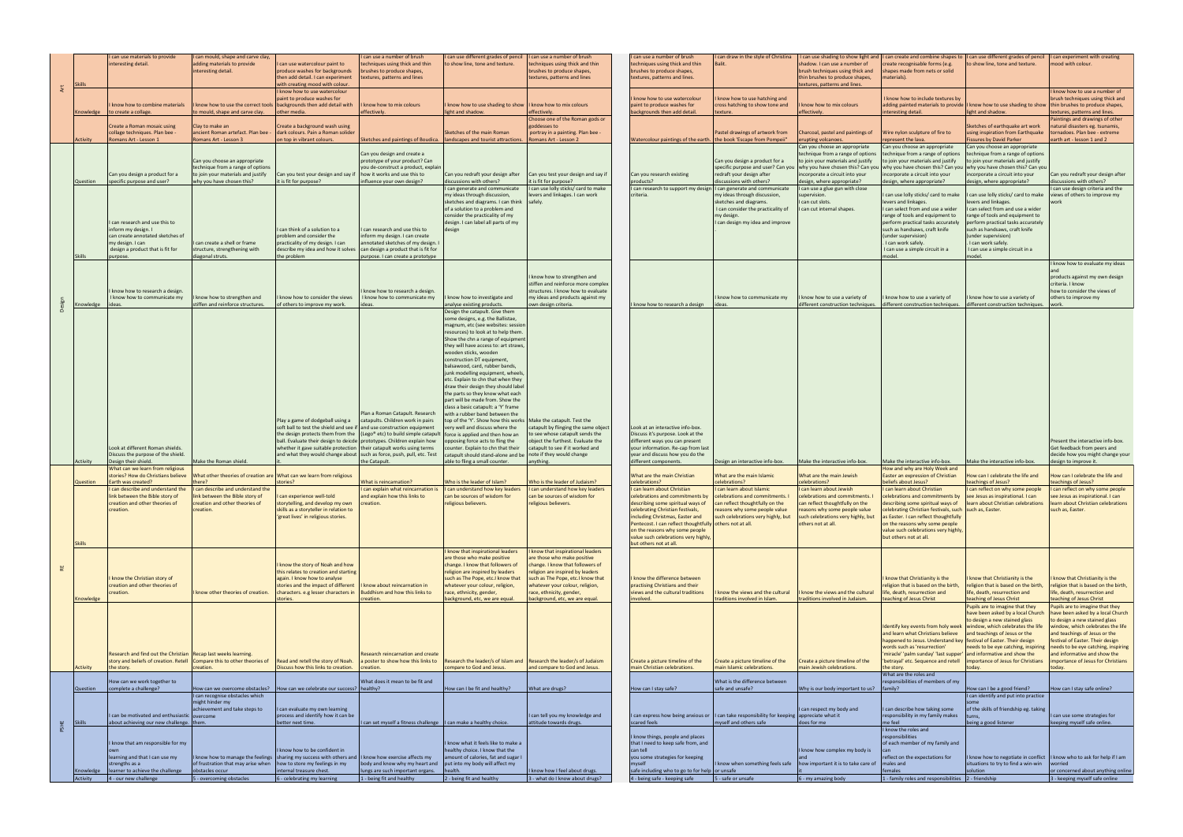| | | | | | | | | | | | | | |
|---|---|---|---|---|---|---|---|---|---|---|---|---|---|
| Art | Skills | I can use materials to provide interesting detail. | I can mould, shape and carve clay, adding materials to provide interesting detail. | I can use watercolour paint to produce washes for backgrounds then add detail. I can experiment with creating mood with colour. | I can use a number of brush techniques using thick and thin brushes to produce shapes, textures, patterns and lines | I can use different grades of pencil to show line, tone and texture. | I can use a number of brush techniques using thick and thin brushes to produce shapes, textures, patterns and lines | I can use a number of brush techniques using thick and thin brushes to produce shapes, textures, patterns and lines. | I can draw in the style of Christina Balit. | I can use shading to show light and shadow. I can use a number of brush techniques using thick and thin brushes to produce shapes, textures, patterns and lines. | I can create and combine shapes to create recognisable forms (e.g. shapes made from nets or solid materials). | I can use different grades of pencil to show line, tone and texture. | I can experiment with creating mood with colour. |
| | Knowledge | I know how to combine materials to create a collage. | I know how to use the correct tools to mould, shape and carve clay. | I know how to use watercolour paint to produce washes for backgrounds then add detail with other media. | I know how to mix colours effectively. | I know how to use shading to show light and shadow. | I know how to mix colours effectively. | I know how to use watercolour paint to produce washes for backgrounds then add detail. | I know how to use hatching and cross hatching to show tone and texture. | I know how to mix colours effectively. | I know how to include textures by adding painted materials to provide interesting detail. | I know how to use shading to show light and shadow. | I know how to use a number of brush techniques using thick and thin brushes to produce shapes, textures, patterns and lines. |
| | Activity | Create a Roman mosaic using collage techniques. Plan bee - Romans Art - Lesson 1 | Clay to make an ancient Roman artefact. Plan bee - Romans Art - Lesson 3 | Create a background wash using dark colours. Pain a Roman soldier on top in vibrant colours. | Sketches and paintings of Boudica. | Sketches of the main Roman landscapes and tourist attractions. | Choose one of the Roman gods or goddesses to portray in a painting. Plan bee - Romans Art - Lesson 2 | Watercolour paintings of the earth. | Pastel drawings of artwork from the book 'Escape from Pompeii' | Charcoal, pastel and paintings of erupting volcanoes. | Wire nylon sculpture of fire to represent the lava. | Sketches of earthquake art work using inspiration from Earthquake Fissures by David Parker | Paintings and drawings of other natural disasters eg. tsunamis, tornadoes. Plan bee - extreme earth art - lesson 1 and 2 |
| Design | Question | Can you design a product for a specific purpose and user? | Can you choose an appropriate technique from a range of options to join your materials and justify why you have chosen this? | Can you test your design and say if it is fit for purpose? | Can you design and create a prototype of your product? Can you de-constuct a product, explain how it works and use this to influence your own design? | Can you redraft your design after discussions with others? | Can you test your design and say if it is fit for purpose? | Can you research existing products? | Can you design a product for a specific purpose and user? Can you redraft your design after discussions with others? | Can you choose an appropriate technique from a range of options to join your materials and justify why you have chosen this? Can you incorporate a circuit into your design, where appropriate? | Can you choose an appropriate technique from a range of options to join your materials and justify why you have chosen this? Can you incorporate a circuit into your design, where appropriate? | Can you choose an appropriate technique from a range of options to join your materials and justify why you have chosen this? Can you incorporate a circuit into your design, where appropriate? | Can you redraft your design after discussions with others? |
| | Skills | I can research and use this to inform my design. I can create annotated sketches of my design. I can design a product that is fit for purpose. | I can create a shell or frame structure, strengthening with diagonal struts. | I can think of a solution to a problem and consider the practicality of my design. I can describe my idea and how it solves the problem | I can research and use this to inform my design. I can create annotated sketches of my design. I can design a product that is fit for purpose. I can create a prototype | I can generate and communicate my ideas through discussion, sketches and diagrams. I can think of a solution to a problem and consider the practicality of my design. I can label all parts of my design | I can use lolly sticks/ card to make levers and linkages. I can work safely. | I can research to support my design criteria. | I can generate and communicate my ideas through discussion, sketches and diagrams. I can consider the practicality of my design. I can design my idea and improve | I can use a glue gun with close supervision. I can cut slots. I can cut internal shapes. | I can use lolly sticks/ card to make levers and linkages. I can select from and use a wider range of tools and equipment to perform practical tasks accurately such as handsaws, craft knife (under supervision). I can work safely. I can use a simple circuit in a model. | I can use lolly sticks/ card to make levers and linkages. I can select from and use a wider range of tools and equipment to perform practical tasks accurately such as handsaws, craft knife (under supervision). I can work safely. I can use a simple circuit in a model. | I can use design criteria and the views of others to improve my work |
| | Knowledge | I know how to research a design. I know how to communicate my ideas. | I know how to strengthen and stiffen and reinforce structures. | I know how to consider the views of others to improve my work. | I know how to research a design. I know how to communicate my ideas. | I know how to investigate and analyse existing products. | I know how to strengthen and stiffen and reinforce more complex structures. I know how to evaluate my ideas and products against my own design criteria. | I know how to research a design | I know how to communicate my ideas. | I know how to use a variety of different construction techniques. | I know how to use a variety of different construction techniques. | I know how to use a variety of different construction techniques. | I know how to evaluate my ideas and products against my own design criteria. I know how to consider the views of others to improve my work. |
| | Activity | Look at different Roman shields. Discuss the purpose of the shield. Design their shield. | Make the Roman shield. | Play a game of dodgeball using a soft ball to test the shield and see if the design protects them from the ball. Evaluate their design to decide whether it gave suitable protection and what they would change about it. | Plan a Roman Catapult. Research catapults. Children work in pairs and use construction equipment (Lego® etc) to build simple catapult prototypes. Children explain how their catapult works using terms such as force, push, pull, etc. Test the Catapult. | Design the catapult. Give them some designs, e.g. the Ballistae, magnum, etc (see websites: session resources) to look at to help them. Show the chn a range of equipment they will have access to: art straws, wooden sticks, wooden construction DT equipment, balsawood, card, rubber bands, junk modelling equipment, wheels, etc. Explain to chn that when they draw their design they should label the parts so they know what each part will be made from. Show the class a basic catapult: a 'Y' frame with a rubber band between the top of the 'Y'. Show how this works very well and discuss where the force is applied and then how an opposing force acts to fling the counter. Explain to chn that their catapult should stand-alone and be able to fling a small counter. | Make the catapult. Test the catapult by flinging the same object to see whose catapult sends the object the furthest. Evaluate the catapult to see if it worked and note if they would change anything. | Look at an interactive info-box. Discuss it's purpose. Look at the different ways you can present your information. Re-cap from last year and discuss how you do the different components. | Design an interactive info-box. | Make the interactive info-box. | Make the interactive info-box. | Make the interactive info-box. | Present the interactive info-box. Get feedback from peers and decide how you might change your design to improve it. |
| RE | Question | What can we learn from religious stories? How do Christians believe Earth was created? | What other theories of creation are there? | What can we learn from religious stories? | What is reincarnation? | Who is the leader of Islam? | Who is the leader of Judaism? | What are the main Christian celebrations? | What are the main Islamic celebrations? | What are the main Jewish celebrations? | How and why are Holy Week and Easter an expression of Christian beliefs about Jesus? | How can I celebrate the life and teachings of Jesus? | How can I celebrate the life and teachings of Jesus? |
| | Skills | I can describe and understand the link between the Bible story of creation and other theories of creation. | I can describe and understand the link between the Bible story of creation and other theories of creation. | I can experience well-told storytelling, and develop my own skills as a storyteller in relation to 'great lives' in religious stories. | I can explain what reincarnation is and explain how this links to creation. | I can understand how key leaders can be sources of wisdom for religious believers. | I can understand how key leaders can be sources of wisdom for religious believers. | I can learn about Christian celebrations and commitments by describing some spiritual ways of celebrating Christian festivals, including Christmas, Easter and Pentecost. I can reflect thoughtfully on the reasons why some people value such celebrations very highly, but others not at all. | I can learn about Islamic celebrations and commitments. I can reflect thoughtfully on the reasons why some people value such celebrations very highly, but others not at all. | I can learn about Jewish celebrations and commitments. I can reflect thoughtfully on the reasons why some people value such celebrations very highly, but others not at all. | I can learn about Christian celebrations and commitments by describing some spiritual ways of celebrating Christian festivals, such as Easter. I can reflect thoughtfully on the reasons why some people value such celebrations very highly, but others not at all. | I can reflect on why some people see Jesus as inspirational. I can learn about Christian celebrations such as, Easter. | I can reflect on why some people see Jesus as inspirational. I can learn about Christian celebrations such as, Easter. |
| | Knowledge | I know the Christian story of creation and other theories of creation. | I know other theories of creation. | I know the story of Noah and how this relates to creation and starting again. I know how to analyse stories and the impact of different characters. e.g lesser characters in stories. | I know about reincarnation in Buddhism and how this links to creation. | I know that inspirational leaders are those who make positive change. I know that followers of religion are inspired by leaders such as The Pope, etc.I know that whatever your colour, religion, race, ethnicity, gender, background, etc, we are equal. | I know that inspirational leaders are those who make positive change. I know that followers of religion are inspired by leaders such as The Pope, etc.I know that whatever your colour, religion, race, ethnicity, gender, background, etc, we are equal. | I know the difference between practising Christians and their views and the cultural traditions involved. | I know the views and the cultural traditions involved in Islam. | I know the views and the cultural traditions involved in Judaism. | I know that Christianity is the religion that is based on the birth, life, death, resurrection and teaching of Jesus Christ | I know that Christianity is the religion that is based on the birth, life, death, resurrection and teaching of Jesus Christ | I know that Christianity is the religion that is based on the birth, life, death, resurrection and teaching of Jesus Christ |
| | Activity | Research and find out the Christian story and beliefs of creation. Retell the story. | Recap last weeks learning. Compare this to other theories of creation. | Read and retell the story of Noah. Discuss how this links to creation. | Research reincarnation and create a poster to show how this links to creation. | Research the leader/s of Islam and compare to God and Jesus. | Research the leader/s of Judaism and compare to God and Jesus. | Create a picture timeline of the main Christian celebrations. | Create a picture timeline of the main Islamic celebrations. | Create a picture timeline of the main Jewish celebrations. | Identify key events from holy week and learn what Christians believe happened to Jesus. Understand key words such as 'resurrection' 'miracle' 'palm sunday' 'last supper' 'betrayal' etc. Sequence and retell the story. | Pupils are to imagine that they have been asked by a local Church to design a new stained glass window, which celebrates the life and teachings of Jesus or the festival of Easter. Their design needs to be eye catching, inspiring and informative and show the importance of Jesus for Christians today. | Pupils are to imagine that they have been asked by a local Church to design a new stained glass window, which celebrates the life and teachings of Jesus or the festival of Easter. Their design needs to be eye catching, inspiring and informative and show the importance of Jesus for Christians today. |
| PSHE | Question | How can we work together to complete a challenge? | How can we overcome obstacles? | How can we celebrate our success? | What does it mean to be fit and healthy? | How can I be fit and healthy? | What are drugs? | How can I stay safe? | What is the difference between safe and unsafe? | Why is our body important to us? | What are the roles and responsibilities of members of my family? | How can I be a good friend? | How can I stay safe online? |
| | Skills | I can be motivated and enthusiastic about achieving our new challenge. | I can recognise obstacles which might hinder my achievement and take steps to overcome them. | I can evaluate my own learning process and identify how it can be better next time. | I can set myself a fitness challenge | I can make a healthy choice. | I can tell you my knowledge and attitude towards drugs. | I can express how being anxious or scared feels | I can take responsibility for keeping myself and others safe | I can respect my body and appreciate what it does for me | I can describe how taking some responsibility in my family makes me feel | I can identify and put into practice some of the skills of friendship eg. taking turns, being a good listener | I can use some strategies for keeping myself safe online. |
| | Knowledge | I know that am responsible for my own learning and that I can use my strengths as a learner to achieve the challenge | I know how to manage the feelings of frustration that may arise when obstacles occur | I know how to be confident in sharing my success with others and how to store my feelings in my internal treasure chest. | I know how exercise affects my body and know why my heart and lungs are such important organs. | I know what it feels like to make a healthy choice. I know that the amount of calories, fat and sugar I put into my body will affect my health. | I know how I feel about drugs. | I know things, people and places that I need to keep safe from, and can tell you some strategies for keeping myself safe including who to go to for help | I know when something feels safe or unsafe | I know how complex my body is and how important it is to take care of it | I know the roles and responsibilities of each member of my family and can reflect on the expectations for males and females | I know how to negotiate in conflict situations to try to find a win-win solution | I know who to ask for help if I am worried or concerned about anything online |
| | Activity | 4 - our new challenge | 5 - overcoming obstacles | 6 - celebrating my learning | 1 - being fit and healthy | 2 - being fit and healthy | 3 - what do I know about drugs? | 4 - being safe - keeping safe | 5 - safe or unsafe | 6 - my amazing body | 1 - family roles and responsibilities | 2 - friendship | 3 - keeping myself safe online |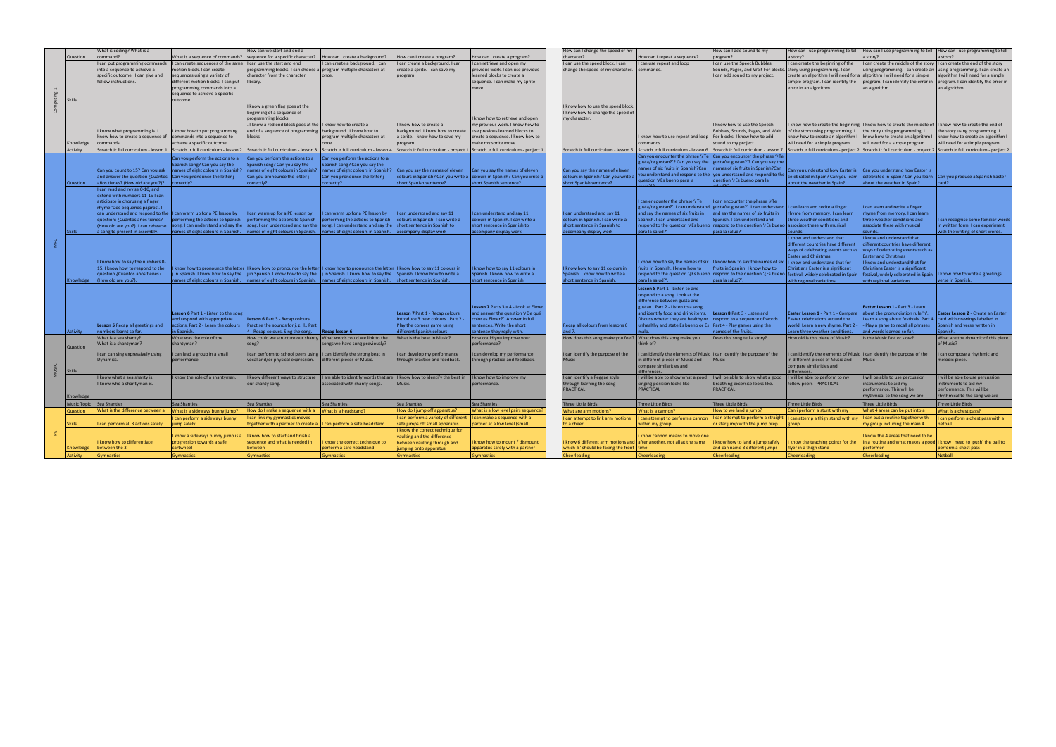| Subject | | Lesson 1 | Lesson 2 | Lesson 3 | Lesson 4 | Lesson 5 | Lesson 6 |
|---|---|---|---|---|---|---|---|
| Computing 1 | Question | What is coding? What is a command? | What is a sequence of commands? | How can we start and end a sequence for a specific character? | How can I create a background? | How can I create a program? | How can I create a program? |
| | Skills | I can put programming commands into a sequence to achieve a specific outcome. I can give and follow instructions. | I can create sequences of the same motion block. I can create sequences using a variety of different motion blocks. I can put programming commands into a sequence to achieve a specific outcome. | I can use the start and end programming blocks. I can choose a character from the character library. | I can create a background. I can program multiple characters at once. | I can create a background. I can create a sprite. I can save my program. | I can retrieve and open my previous work. I can use previous learned blocks to create a sequence. I can make my sprite move. |
| | Knowledge | I know what programming is. I know how to create a sequence of commands. | I know how to put programming commands into a sequence to achieve a specific outcome. | I know a green flag goes at the beginning of a sequence of programming blocks . I know a red end block goes at the end of a sequence of programming blocks | I know how to create a background. I know how to program multiple characters at once. | I know how to create a background. I know how to create a sprite. I know how to save my program. | I know how to retrieve and open my previous work. I know how to use previous learned blocks to create a sequence. I know how to make my sprite move. |
| | Activity | Scratch Jr full curriculum - lesson 1 | Scratch Jr full curriculum - lesson 2 | Scratch Jr full curriculum - lesson 3 | Scratch Jr full curriculum - lesson 4 | Scratch Jr full curriculum - project 1 | Scratch Jr full curriculum - project 1 |
| MFL | Question | Can you count to 15? Can you ask and answer the question ¿Cuántos años tienes? (How old are you?)? | Can you perform the actions to a Spanish song? Can you say the names of eight colours in Spanish? Can you pronounce the letter j correctly? | Can you perform the actions to a Spanish song? Can you say the names of eight colours in Spanish? Can you pronounce the letter j correctly? | Can you perform the actions to a Spanish song? Can you say the names of eight colours in Spanish? Can you pronounce the letter j correctly? | Can you say the names of eleven colours in Spanish? Can you write a short Spanish sentence? | Can you say the names of eleven colours in Spanish? Can you write a short Spanish sentence? |
| | Skills | I can read and revise 0-10, and extend with numbers 11-15 I can articipate in chorusing a finger rhyme 'Dos pequeños pájaros'. I can understand and respond to the question: ¿Cuántos años tienes? (How old are you?). I can rehearse a song to present in assembly. | I can warm up for a PE lesson by performing the actions to Spanish song. I can understand and say the names of eight colours in Spanish. | I can warm up for a PE lesson by performing the actions to Spanish song. I can understand and say the names of eight colours in Spanish. | I can warm up for a PE lesson by performing the actions to Spanish song. I can understand and say the names of eight colours in Spanish. | I can understand and say 11 colours in Spanish. I can write a short sentence in Spanish to accompany display work | I can understand and say 11 colours in Spanish. I can write a short sentence in Spanish to accompany display work |
| | Knowledge | I know how to say the numbers 0-15. I know how to respond to the question ¿Cuántos años tienes? (How old are you?). | I know how to pronounce the letter j in Spanish. I know how to say the names of eight colours in Spanish. | I know how to pronounce the letter j in Spanish. I know how to say the names of eight colours in Spanish. | I know how to pronounce the letter j in Spanish. I know how to say the names of eight colours in Spanish. | I know how to say 11 colours in Spanish. I know how to write a short sentence in Spanish. | I know how to say 11 colours in Spanish. I know how to write a short sentence in Spanish. |
| | Activity | **Lesson 5** Recap all greetings and numbers learnt so far. | **Lesson 6** Part 1 - Listen to the song and respond with appropriate actions. Part 2 - Learn the colours in Spanish. | **Lesson 6** Part 3 - Recap colours. Practise the sounds for j, z, ll. Part 4 - Recap colours. Sing the song. | **Recap lesson 6** | **Lesson 7** Part 1 - Recap colours. Introduce 3 new colours. Part 2 - Play the corners game using different Spanish colours. | **Lesson 7** Parts 3 + 4 - Look at Elmer and answer the question '¿De qué color es Elmer?'. Answer in full sentences. Write the short sentence they reply with. |
| MUSIC | Question | What is a sea shanty? What is a shantyman? | What was the role of the shantyman? | How could we structure our shanty song? | What words could we link to the songs we have sung previously? | What is the beat in Music? | How could you improve your performance? |
| | Skills | I can sing expressively using Dynamics. | I can lead a group in a small performance. | I can perform to school peers using vocal and/or physical expression. | I can identify the strong beat in different pieces of Music. | I can develop my performance through practice and feedback. | I can develop my performance through practice and feedback. |
| | Knowledge | I know what a sea shanty is. I know who a shantyman is. | I know the role of a shantyman. | I know different ways to structure our shanty song. | I am able to identify words that are associated with shanty songs. | I know how to identify the beat in Music. | I know how to improve my performance. |
| | Music Topic | Sea Shanties | Sea Shanties | Sea Shanties | Sea Shanties | Sea Shanties | Sea Shanties |
| PE | Question | What is the difference between a | What is a sideways bunny jump? | How do I make a sequence with a | What is a headstand? | How do I jump off apparatus? | What is a low level pairs sequence? |
| | Skills | I can perform all 3 actions safely | I can perform a sideways bunny jump safely | I can link my gymnastics moves together with a partner to create a | I can perform a safe headstand | I can perform a variety of different safe jumps off small apparatus | I can make a sequence with a partner at a low level (small |
| | Knowledge | I know how to differentiate between the 3 | I know a sideways bunny jump is a progression towards a safe cartwheel | I know how to start and finish a sequence and what is needed in between | I know the correct technique to perform a safe headstand | I know the correct technique for vaulting and the difference between vaulting through and jumping onto apparatus | I know how to mount / dismount apparatus safely with a partner |
| | Activity | Gymnastics | Gymnastics | Gymnastics | Gymnastics | Gymnastics | Gymnastics |

| Subject | | Lesson 1 | Lesson 2 | Lesson 3 | Lesson 4 | Lesson 5 | Lesson 6 |
|---|---|---|---|---|---|---|---|
| Computing 1 | Question | How can I change the speed of my charcater? | How can I repeat a sequence? | How can I add sound to my program? | How can I use programming to tell a story? | How can I use programming to tell a story? | How can I use programming to tell a story? |
| | Skills | I can use the speed block. I can change the speed of my character. | I can use repeat and loop commands. | I can use the Speech Bubbles, Sounds, Pages, and Wait For blocks. I can add sound to my project. | I can create the beginning of the story using programming. I can create an algorithm I will need for a simple program. I can identify the error in an algorithm. | I can create the middle of the story using programming. I can create an algorithm I will need for a simple program. I can identify the error in an algorithm. | I can create the end of the story using programming. I can create an algorithm I will need for a simple program. I can identify the error in an algorithm. |
| | Knowledge | I know how to use the speed block. I know how to change the speed of my character. | I know how to use repeat and loop commands. | I know how to use the Speech Bubbles, Sounds, Pages, and Wait For blocks. I know how to add sound to my project. | I know how to create the beginning of the story using programming. I know how to create an algorithm I will need for a simple program. | I know how to create the middle of the story using programming. I know how to create an algorithm I will need for a simple program. | I know how to create the end of the story using programming. I know how to create an algorithm I will need for a simple program. |
| | Activity | Scratch Jr full curriculum - lesson 5 | Scratch Jr full curriculum - lesson 6 | Scratch Jr full curriculum - lesson 7 | Scratch Jr full curriculum - project 2 | Scratch Jr full curriculum - project 2 | Scratch Jr full curriculum - project 2 |
| MFL | Question | Can you say the names of eleven colours in Spanish? Can you write a short Spanish sentence? | Can you encounter the phrase '¿Te gusta/te gustan?'? Can you say the names of six fruits in Spanish?Can you understand and respond to the question '¿Es bueno para la salud?' | Can you encounter the phrase '¿Te gusta/te gustan?'? Can you say the names of six fruits in Spanish?Can you understand and respond to the question '¿Es bueno para la salud?' | Can you understand how Easter is celebrated in Spain? Can you learn about the weather in Spain? | Can you understand how Easter is celebrated in Spain? Can you learn about the weather in Spain? | Can you produce a Spanish Easter card? |
| | Skills | I can understand and say 11 colours in Spanish. I can write a short sentence in Spanish to accompany display work | I can encounter the phrase '¿Te gusta/te gustan?'. I can understand and say the names of six fruits in Spanish. I can understand and respond to the question '¿Es bueno para la salud?' | I can encounter the phrase '¿Te gusta/te gustan?'. I can understand and say the names of six fruits in Spanish. I can understand and respond to the question '¿Es bueno para la salud?' | I can learn and recite a finger rhyme from memory. I can learn three weather conditions and associate these with musical sounds. | I can learn and recite a finger rhyme from memory. I can learn three weather conditions and associate these with musical sounds. | I can recognise some familiar words in written form. I can experiment with the writing of short words. |
| | Knowledge | I know how to say 11 colours in Spanish. I know how to write a short sentence in Spanish. | I know how to say the names of six fruits in Spanish. I know how to respond to the question '¿Es bueno para la salud?'. | I know how to say the names of six fruits in Spanish. I know how to respond to the question '¿Es bueno para la salud?'. | I know and understand that different countries have different ways of celebrating events such as Easter and Christmas I know and understand that for Christians Easter is a significant festival, widely celebrated in Spain with regional variations | I know and understand that different countries have different ways of celebrating events such as Easter and Christmas I know and understand that for Christians Easter is a significant festival, widely celebrated in Spain with regional variations | I know how to write a greetings verse in Spanish. |
| | Activity | Recap all colours from lessons 6 and 7. | **Lesson 8** Part 1 - Listen to and respond to a song. Look at the difference between gusta and gustan. Part 2 - Listen to a song and identify food and drink items. Discuss whether they are healthy or unhealthy and state Es bueno or Es malo. | **Lesson 8** Part 3 - Listen and respond to a sequence of words. Part 4 - Play games using the names of the fruits. | **Easter Lesson 1** - Part 1 - Compare Easter celebrations around the world. Learn a new rhyme. Part 2 - Learn three weather conditions. | **Easter Lesson 1** - Part 3 - Learn about the pronunciation rule 'h'. Learn a song about festivals. Part 4 - Play a game to recall all phrases and words learned so far. | **Easter Lesson 2** - Create an Easter card with drawings labelled in Spanish and verse written in Spanish. |
| MUSIC | Question | How does this song make you feel? | What does this song make you think of? | Does this song tell a story? | How old is this piece of Music? | Is the Music fast or slow? | What are the dynamic of this piece of Music? |
| | Skills | I can identify the purpose of the Music | I can identify the elements of Music in different pieces of Music and compare similarities and differences. | I can identify the purpose of the Music | I can identify the elements of Music in different pieces of Music and compare similarities and differences. | I can identify the purpose of the Music | I can compose a rhythmic and melodic piece. |
| | Knowledge | I can identify a Reggae style through learning the song - PRACTICAL | I will be able to show what a good singing position looks like - PRACTICAL | I will be able to show what a good breathing excersise looks like. - PRACTICAL | I will be able to perform to my fellow peers - PRACTICAL | I will be able to use percussion instruments to aid my performance. This will be rhythmical to the song we are | I will be able to use percussion instruments to aid my performance. This will be rhythmical to the song we are |
| | Music Topic | Three Little Birds | Three Little Birds | Three Little Birds | Three Little Birds | Three Little Birds | Three Little Birds |
| PE | Question | What are arm motions? | What is a cannon? | How to we land a jump? | Can i perform a stunt with my | What 4 areas can be put into a | What is a chest pass? |
| | Skills | I can attempt to link arm motions to a cheer | I can attempt to perform a cannon within my group | I can attempt to perform a straight or star jump with the jump prep | I can attemp a thigh stand with my group | I can put a routine together with my group including the main 4 | I can perform a chest pass with a netball |
| | Knowledge | I know 6 different arm motions and which 'E' should be facing the front | I know cannon means to move one after another, not all at the same time | I know how to land a jump safely and can name 3 different jumps | I know the teaching points for the flyer in a thigh stand | I know the 4 areas that need to be in a routine and what makes a good performer | I know I need to 'push' the ball to perform a chest pass |
| | Activity | Cheerleading | Cheerleading | Cheerleading | Cheerleading | Cheerleading | Netball |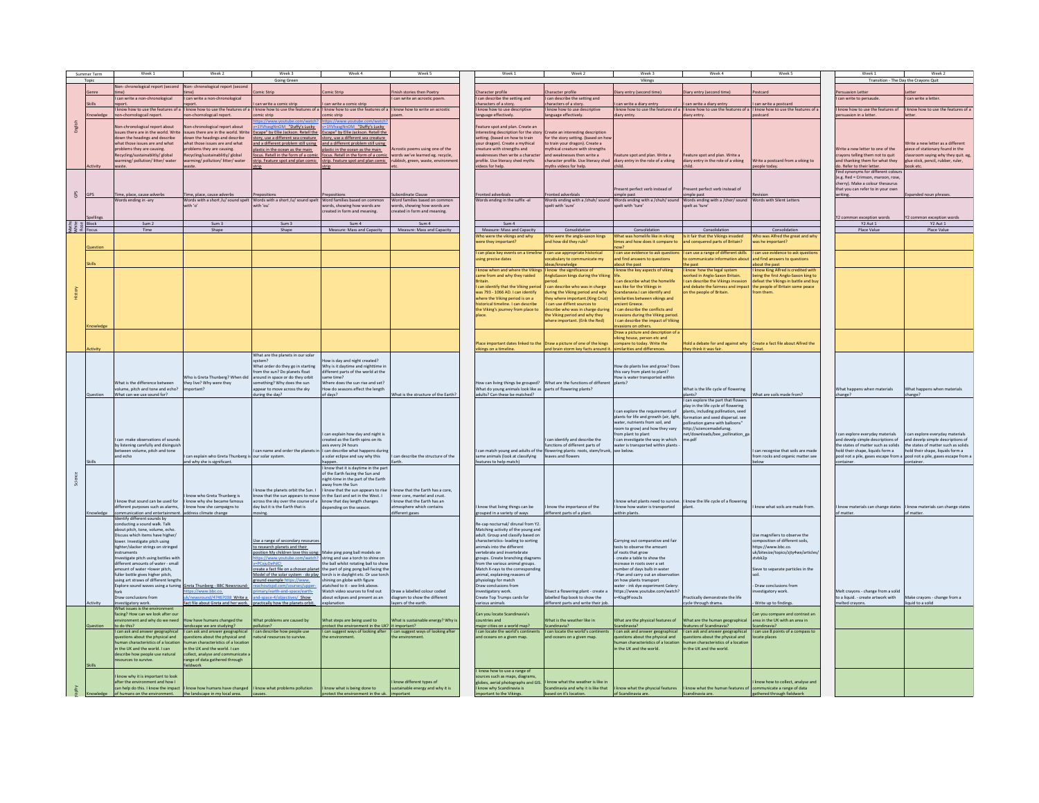## Summer Term – Going Green

| Summer Term | Topic | Week 1 | Week 2 | Week 3 | Week 4 | Week 5 |
|---|---|---|---|---|---|---|
| | | Going Green | | | | |
| English | Genre | Non- chronological report (second time) | Non- chronological report (second time) | Comic Strip | Comic Strip | Finish stories then Poetry |
| | Skills | I can write a non-chronological report. | I can write a non-chronological report. | I can write a comic strip | I can write a comic strip | I can write an acrostic poem. |
| | Knowledge | I know how to use the features of a non-chronological report. | I know how to use the features of a non-chronological report. | I know how to use the features of a comic strip | I know how to use the features of a comic strip | I know how to write an acrostic poem. |
| | Activity | Non-chronological report about issues there are in the world. Write down the headings and describe what those issues are and what problems they are causing. Recycling/sustainability/ global warming/ pollution/ litter/ water waste. | Non-chronological report about issues there are in the world. Write down the headings and describe what those issues are and what problems they are causing. Recycling/sustainability/ global warming/ pollution/ litter/ water waste. | https://www.youtube.com/watch?v=1YVhasgNnOM "Duffy's Lucky Escape" by Ellie Jackson. Retell the story, use a different sea creature and a different problem still using plastic in the ocean as the main focus. Retell in the form of a comic strip. Feature spot and plan comic strip | https://www.youtube.com/watch?v=1YVhasgNnOM "Duffy's Lucky Escape" by Ellie Jackson. Retell the story, use a different sea creature and a different problem still using plastic in the ocean as the main focus. Retell in the form of a comic strip. Feature spot and plan comic strip | Acrostic poems using one of the words we've learned eg. recycle, rubbish, green, waste, environment etc. |
| GPS | GPS | Time, place, cause adverbs | Time, place, cause adverbs | Prepositions | Prepositions | Subordinate Clause |
| | Spellings | Words ending in -ary | Words with a short /u/ sound spelt with 'o' | Words with a short /u/ sound spelt with 'ou' | Word families based on common words, showing how words are created in form and meaning. | Word families based on common words, showing how words are created in form and meaning. |
| Maths White Rose | Block | Sum 2 | Sum 3 | Sum 3 | Sum 4 | Sum 4 |
| | Focus | Time | Shape | Shape | Measure: Mass and Capacity | Measure: Mass and Capacity |
| History | Question | | | | | |
| | Skills | | | | | |
| | Knowledge | | | | | |
| | Activity | | | | | |
| Science | Question | What is the difference between volume, pitch and tone and echo? What can we use sound for? | Who is Greta Thunberg? When did they live? Why were they important? | What are the planets in our solar system? What order do they go in starting from the sun? Do planets float around in space or do they orbit something? Why does the sun appear to move across the sky during the day? | How is day and night created? Why is it daytime and nighttime in different parts of the world at the same time? Where does the sun rise and set? How do seasons effect the length of days? | What is the structure of the Earth? |
| | Skills | I can make observations of sounds by listening carefully and distinguish between volume, pitch and tone and echo | I can explain who Greta Thunberg is and why she is significant. | I can name and order the planets in our solar system. | I can explain how day and night is created as the Earth spins on its axis every 24 hours. I can describe what happens during a solar eclipse and say why this happen. | I can describe the structure of the Earth. |
| | Knowledge | I know that sound can be used for different purposes such as alarms, communication and entertainment. | I know who Greta Thunberg is I know why she became famous I know what she campaigns to address climate change | I know the planets orbit the Sun. I know that the sun appears to move across the sky over the course of a day but it is the Earth that is moving. | I know that it is daytime in the part of the Earth facing the Sun and night-time in the part of the Earth away from the Sun I know that the sun appears to rise in the East and set in the West. I know that day length changes depending on the season. | I know that the Earth has a core, inner core, mantel and crust. I know that the Earth has an atmosphere which contains different gases |
| | Activity | Identify different sounds by conducting a sound walk. Talk about pitch, tone, volume, echo. Discuss which items have higher/ lower. Investigate pitch using tighter/slacker strings on stringed instruments Investigate pitch using bottles with different amounts of water - small amount of water =lower pitch, fuller bottle gives higher pitch, using art straws of different lengths Explore sound waves using a tuning fork Draw conclusions from investigatory work. | Greta Thunberg - BBC Newsround: https://www.bbc.co.uk/newsround/47467038 Write a fact file about Greta and her work. | Use a range of secondary resources to research planets and their position My children love this song: https://www.youtube.com/watch?v=PCaju0ePdCc create a fact file on a chosen planet Model of the solar system - do play ground example https://www.reachoutcpd.com/courses/upper-primary/earth-and-space/earth-and-space-4/objectives/ Show practically how the planets orbit. | Make ping pong ball models on string and use a torch to shine on the ball whilst rotating ball to show the part of ping pong ball facing the torch in daylight etc. Or use torch shining on globe with figure attatched to it - see link above. Watch video sources to find out about eclipses and present as an explanation | Draw a labelled colour coded diagram to show the different layers of the earth. |
| Geography | Question | What issues is the environment facing? How can we look after our environment and why do we need to do this? | How have humans changed the landscape we are studying? | What problems are caused by pollution? | What steps are being used to protect the environment in the UK? | What is sustainable energy? Why is it important? |
| | Skills | I can ask and answer geographical questions about the physical and human characteristics of a location in the UK and the world. I can describe how people use natural resources to survive. | I can ask and answer geographical questions about the physical and human characteristics of a location in the UK and the world. I can collect, analyse and communicate a range of data gathered through fieldwork | I can describe how people use natural resources to survive. | I can suggest ways of looking after the environment. | I can suggest ways of looking after the environment. |
| | Knowledge | I know why it is important to look after the environment and how I can help do this. I know the impact of humans on the environment. | I know how humans have changed the landscape in my local area. | I know what problems pollution causes. | I know what is being done to protect the environment in the uk. | I know different types of sustainable energy and why it is important. |

## Vikings

| Subject | | Week 1 | Week 2 | Week 3 | Week 4 | Week 5 |
|---|---|---|---|---|---|---|
| | | Vikings | | | | |
| English | Genre | Character profile | Character profile | Diary entry (second time) | Diary entry (second time) | Postcard |
| | Skills | I can describe the setting and characters of a story. | I can describe the setting and characters of a story. | I can write a diary entry | I can write a diary entry | I can write a postcard |
| | Knowledge | I know how to use descriptive language effectively. | I know how to use descriptive language effectively. | I know how to use the features of a diary entry. | I know how to use the features of a diary entry. | I know how to use the features of a postcard |
| | Activity | Feature spot and plan. Create an interesting description for the story setting. (based on how to train your dragon). Create a mythical creature with strengths and weaknesses then write a character profile. Use literacy shed myths videos for help. | Create an interesting description for the story setting. (based on how to train your dragon). Create a mythical creature with strengths and weaknesses then write a character profile. Use literacy shed myths videos for help. | Feature spot and plan. Write a diary entry in the role of a viking child. | Feature spot and plan. Write a diary entry in the role of a viking child. | Write a postcard from a viking to people today. |
| GPS | GPS | Fronted adverbials | Fronted adverbials | Present perfect verb instead of simple past | Present perfect verb instead of simple past | Revision |
| | Spellings | Words ending in the suffix -al | Words ending with a /zhuh/ sound spelt with 'sure' | Words ending with a /chuh/ sound spelt with 'ture' | Words ending with a /cher/ sound spelt as 'ture' | Words with Silent Letters |
| Maths White Rose | Block | Sum 4 | Consolidation | Consolidation | Consolidation | Consolidation |
| | Focus | Measure: Mass and Capacity | Consolidation | Consolidation | Consolidation | Consolidation |
| History | Question | Who were the vikings and why were they important? | Who were the anglo-saxon kings and how did they rule? | What was homelife like in viking times and how does it compare to now? | Is it fair that the Vikings invaded and conquered parts of Britain? | Who was Alfred the great and why was he important? |
| | Skills | I can place key events on a timeline using precise dates | I can use appropriate historical vocabulary to communicate my ideas/knowledge | I can use evidence to ask questions and find answers to questions about the past | I can use a range of different skills to communicate information about the past | I can use evidence to ask questions and find answers to questions about the past |
| | Knowledge | I know when and where the Vikings came from and why they raided Britain. I can identify that the Viking period was 793 - 1066 AD. I can identify where the Viking period is on a historical timeline. I can describe the Viking's journey from place to place. | I know the significance of AngloSaxon kings during the Viking life. I can describe who was in charge during the Viking period and why they where important.(King Cnut) I can use diffent sources to describe who was in charge during the Viking period and why they where important. (Erik the Red) | I know the key aspects of viking period. I can describe what the homelife was like for the Vikings in Scandanavia.I can identify the similarities between vikings and ancient Greece. I can describe the conflicts and invasions during the Viking period. I can describe the impact of Viking invasions on others. | I know how the legal system worked in Anglo-Saxon Britain. I can describe the Vikings invasion and debate the fairness and impact on the people of Britain. | I know King Alfred is credited with being the first Anglo-Saxon king to defeat the Vikings in battle and buy the people of Britain some peace from them. |
| | Activity | Place important dates linked to the vikings on a timeline. | Draw a picture of one of the kings and brain storm key facts around it. | Draw a picture and description of a viking house, person etc and compare to today. Write the similarities and differences. | Hold a debate for and against why they think it was fair. | Create a fact file about Alfred the Great. |
| Science | Question | How can living things be grouped? What do young animals look like as adults? Can these be matched? | What are the functions of different parts of flowering plants? | How do plants live and grow? Does this vary from plant to plant? How is water transported within plants? | What is the life cycle of flowering plants? | What are soils made from? |
| | Skills | I can match young and adults of the same animals (look at classifying features to help match) | I can identify and describe the functions of different parts of flowering plants: roots, stem/trunk, leaves and flowers | I can explore the requirements of plants for life and growth (air, light, water, nutrients from soil, and room to grow) and how they vary from plant to plant I can investigate the way in which water is transported within plants - see below. | I can explore the part that flowers play in the life cycle of flowering plants, including pollination, seed formation and seed dispersal. see pollination game with balloons" http://sciencemadefunsg.net/downloads/bee_pollination_game.pdf | I can recognise that soils are made from rocks and organic matter.see below |
| | Knowledge | I know that living things can be grouped in a variety of ways | I know the importance of the different parts of a plant. | I know what plants need to survive. I know how water is transported within plants. | I know the life cycle of a flowering plant. | I know what soils are made from. |
| | Activity | Re-cap nocturnal/ diurnal from Y2. Matching activity of the young and adult. Group and classify based on characteristics- leading to sorting animals into the different vertebrate and invertebrate groups. Create branching diagrams from the various animal groups. Match X-rays to the corresponding animal, explaining reasons of physiology for match Draw conclusions from investigatory work. Create Top Trumps cards for various animals | Dissect a flowering plant - create a labelled flap book to show the different parts and write their job. | Carrying out comparative and fair tests to observe the amount of roots that grow - create a table to show the increase in roots over a set number of days bulb in water - Plan and carry out an observation on how plants transport water - ink dye experiment Celery: https://www.youtube.com/watch?v=Klug9Fouu3s | Practically demonstrate the life cycle through drama. | Use magnifiers to observe the composition of different soils, https://www.bbc.co.uk/bitesize/topics/zjty4wx/articles/zfv6k2p - Sieve to separate particles in the soil. - Draw conclusions from investigatory work. - Write up to findings. |
| Geography | Question | Can you locate Scandinavia's countries and major cities on a world map? | What is the weather like in Scandinavia? | What are the physical features of Scandinavia? | What are the human geographical features of Scandinavia? | Can you compare and contrast an area in the UK with an area in Scandinavia? |
| | Skills | I can locate the world's continents and oceans on a given map. | I can locate the world's continents and oceans on a given map. | I can ask and answer geographical questions about the physical and human characteristics of a location in the UK and the world. | I can ask and answer geographical questions about the physical and human characteristics of a location in the UK and the world. | I can use 8 points of a compass to locate places |
| | Knowledge | I know how to use a range of sources such as maps, diagrams, globes, aerial photographs and GIS. I know why Scandinavia is important to the Vikings. | I know what the weather is like in Scandinavia and why it is like that based on its location. | I know what the physcial features of Scandinavia are. | I know what the human features of Scandinavia are. | I know how to collect, analyse and communicate a range of data gathered through fieldwork |

## Transition - The Day the Crayons Quit

| Subject | | Week 1 | Week 2 |
|---|---|---|---|
| English | Genre | Persuasion Letter | Letter |
| | Skills | I can write to persuade. | I can write a letter. |
| | Knowledge | I know how to use the features of persuasion in a letter. | I know how to use the features of a letter. |
| | Activity | Write a new letter to one of the crayons telling them not to quit and thanking them for what they do. Refer to their letter. | Write a new letter as a different piece of stationary found in the classroom saying why they quit. eg. glue-stick, pencil, rubber, ruler, book etc. |
| GPS | GPS | Find synonyms for different colours (e.g. Red = Crimson, maroon, rose, cherry). Make a colour thesaurus that you can refer to in your own writing. | Expanded noun phrases. |
| | Spellings | Y2 common exception words | Y2 common exception words |
| Maths White Rose | Block | Y2 Aut 1 | Y2 Aut 1 |
| | Focus | Place Value | Place Value |
| Science | Question | What happens when materials change? | What happens when materials change? |
| | Skills | I can explore everyday materials and develp simple descriptions of the states of matter such as solids hold their shape, liquids form a pool not a pile, gases escape from a container. | I can explore everyday materials and develp simple descriptions of the states of matter such as solids hold their shape, liquids form a pool not a pile, gases escape from a container. |
| | Knowledge | I know materials can change states of matter. | I know materials can change states of matter. |
| | Activity | Melt crayons - change from a solid to a liquid. - create artwork with melted crayons. | Make crayons - change from a liquid to a solid |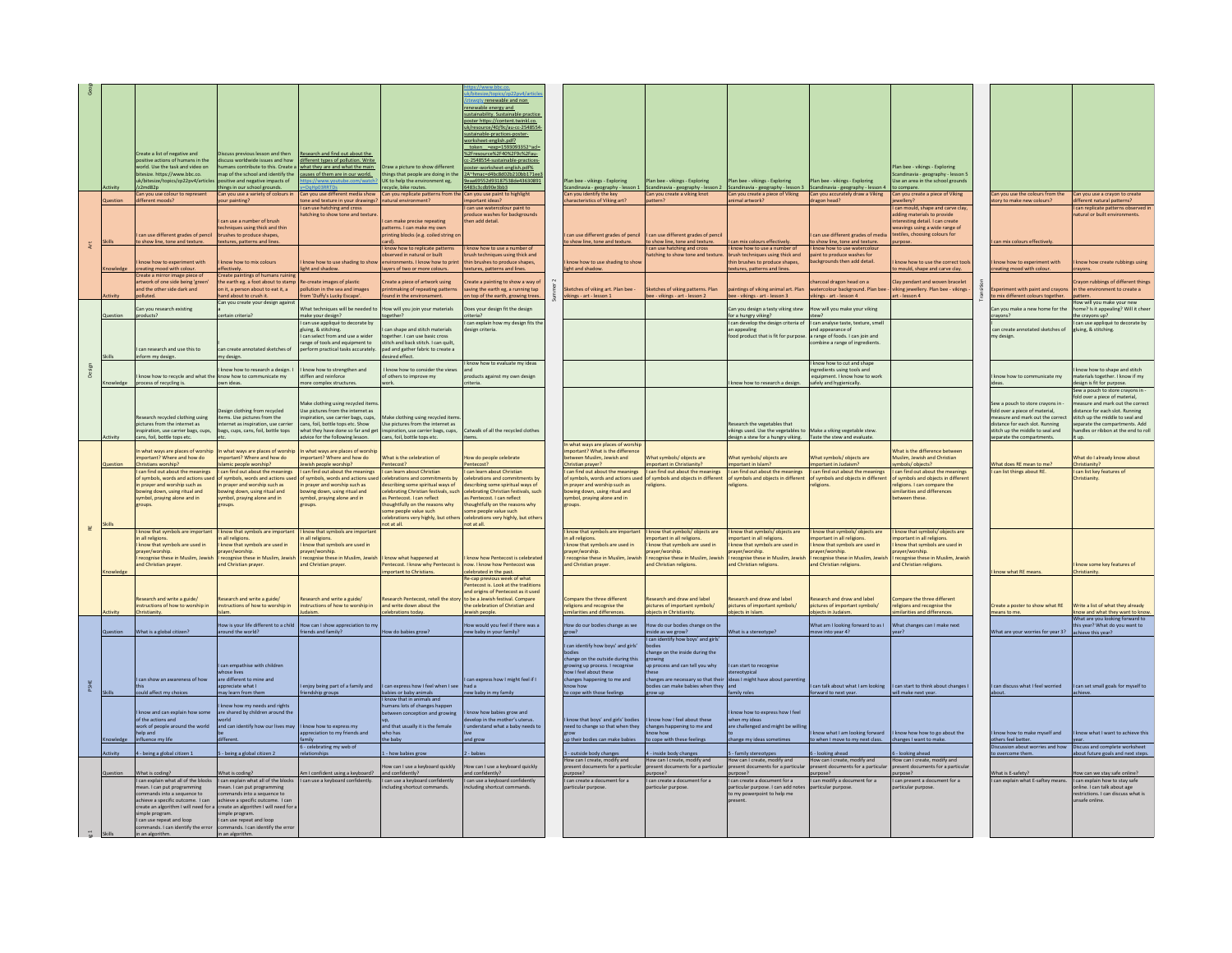| Subject | | | | | | | Summer 2 | | | | | Transition | |
|---|---|---|---|---|---|---|---|---|---|---|---|---|---|
| Geog | Activity | Create a list of negative and positive actions of humans in the world. Use the task and video on bitesize. https://www.bbc.co.uk/bitesize/topics/zp22pv4/articles/z2md82p | Discuss previous lesson and then discuss worldwide issues and how humans contribute to this. Create a map of the school and identify the positive and negative impacts of things in our school grounds. | Research and find out about the different types of pollution. Write what they are and what the main causes of them are in our world. https://www.youtube.com/watch?v=DqHpO3RRTDs | Draw a picture to show different things that people are doing in the UK to help the environment eg, recycle, bike routes. | https://www.bbc.co.uk/bitesize/topics/zp22pv4/articles/zswqtv renewable and non renewable energy and sustainability. Sustainable practice poster https://content.twinkl.co.uk/resource/40/9c/au-cc-2548554-sustainable-practices-poster-worksheet-english.pdf?__token__=exp=1593093352~acl=%2Fresource%2F40%2F9c%2Fau-cc-2548554-sustainable-practices-poster-worksheet-english.pdf%2A~hmac=d4bc8d02b210bb171ee39eae69552d9318753dde43630891 6483c3cdb90e3bb3 | Plan bee - vikings - Exploring Scandinavia - geography - lesson 1 | Plan bee - vikings - Exploring Scandinavia - geography - lesson 2 | Plan bee - vikings - Exploring Scandinavia - geography - lesson 3 | Plan bee - vikings - Exploring Scandinavia - geography - lesson 4 | Plan bee - vikings - Exploring Scandinavia - geography - lesson 5 Use an area in the school grounds to compare. | | |
| Art | Question | Can you use colour to represent different moods? | Can you use a variety of colours in your painting? | Can you use different media show tone and texture in your drawings? | Can you replicate patterns from the natural environment? | Can you use paint to highlight important ideas? | Can you identify the key characteristics of Viking art? | Can you create a viking knot pattern? | Can you create a piece of Viking animal artwork? | Can you accurately draw a Viking dragon head? | Can you create a piece of Viking jewellery? | Can you use the colours from the story to make new colours? | Can you use a crayon to create different natural patterns? |
| | Skills | I can use different grades of pencil to show line, tone and texture. | I can use a number of brush techniques using thick and thin brushes to produce shapes, textures, patterns and lines. | I can use hatching and cross hatching to show tone and texture. | I can make precise repeating patterns. I can make my own printing blocks (e.g. coiled string on card). | I can use watercolour paint to produce washes for backgrounds then add detail. | I can use different grades of pencil to show line, tone and texture. | I can use different grades of pencil to show line, tone and texture. | I can mix colours effectively. | I can use different grades of media to show line, tone and texture. | I can mould, shape and carve clay, adding materials to provide interesting detail. I can create weavings using a wide range of textiles, choosing colours for purpose. | I can mix colours effectively. | I can replicate patterns observed in natural or built environments. |
| | Knowledge | I know how to experiment with creating mood with colour. | I know how to mix colours effectively. | I know how to use shading to show light and shadow. | I know how to replicate patterns observed in natural or built environments. I know how to print layers of two or more colours. | I know how to use a number of brush techniques using thick and thin brushes to produce shapes, textures, patterns and lines. | I know how to use shading to show light and shadow. | I can use hatching and cross hatching to show tone and texture. | I know how to use a number of brush techniques using thick and thin brushes to produce shapes, textures, patterns and lines. | I know how to use watercolour paint to produce washes for backgrounds then add detail. | I know how to use the correct tools to mould, shape and carve clay. | I know how to experiment with creating mood with colour. | I know how create rubbings using crayons. |
| | Activity | Create a mirror image piece of artwork of one side being 'green' and the other side dark and polluted. | Create paintings of humans ruining the earth eg. a foot about to stamp on it, a person about to eat it, a hand about to crush it. | Re-create images of plastic pollution in the sea and images from 'Duffy's Lucky Escape'. | Create a piece of artwork using printmaking of repeating patterns found in the environment. | Create a painting to show a way of saving the earth eg, a running tap on top of the earth, growing trees. | Sketches of viking art. Plan bee - vikings - art - lesson 1 | Sketches of viking patterns. Plan bee - vikings - art - lesson 2 | paintings of viking animal art. Plan bee - vikings - art - lesson 3 | charcoal dragon head on a watercolour background. Plan bee - vikings - art - lesson 4 | Clay pendant and woven bracelet viking jewellery. Plan bee - vikings - art - lesson 4 | Experiment with paint and crayons to mix different colours together. | Crayon rubbings of different things in the environment to create a pattern. |
| Design | Question | Can you research existing products? | Can you create your design against a certain criteria? | What techniques will be needed to make your design? | How will you join your materials together? | Does your design fit the design criteria? | | | Can you design a tasty viking stew for a hungry viking? | How will you make your viking stew? | | Can you make a new home for the crayons? | How will you make your new home? Is it appealing? Will it cheer the crayons up? |
| | Skills | I can research and use this to inform my design. | I can create annotated sketches of my design. | I can use appliqué to decorate by gluing, & stitching. I can select from and use a wider range of tools and equipment to perform practical tasks accurately. | I can shape and stitch materials together. I can use basic cross stitch and back stitch. I can quilt, pad and gather fabric to create a desired effect. | I can explain how my design fits the design criteria. | | | I can develop the design criteria of an appealing food product that is fit for purpose. | I can analyse taste, texture, smell and appearance of a range of foods. I can join and combine a range of ingredients. | | I can create annotated sketches of my design. | I can use appliqué to decorate by gluing, & stitching. |
| | Knowledge | I know how to recycle and what the process of recycling is. | I know how to research a design. I know how to communicate my own ideas. | I know how to strengthen and stiffen and reinforce more complex structures. | I know how to consider the views of others to improve my work. | I know how to evaluate my ideas and products against my own design criteria. | | | I know how to research a design. | I know how to cut and shape ingredients using tools and equipment. I know how to work safely and hygienically. | | I know how to communicate my ideas. | I know how to shape and stitch materials together. I know if my design is fit for purpose. |
| | Activity | Research recycled clothing using pictures from the internet as inspiration, use carrier bags, cups, cans, foil, bottle tops etc. | Design clothing from recycled items. Use pictures from the internet as inspiration, use carrier bags, cups, cans, foil, bottle tops etc. | Make clothing using recycled items. Use pictures from the internet as inspiration, use carrier bags, cups, cans, foil, bottle tops etc. Show what they have done so far and get advice for the following lesson. | Make clothing using recycled items. Use pictures from the internet as inspiration, use carrier bags, cups, cans, foil, bottle tops etc. | Catwalk of all the recycled clothes items. | | | Research the vegetables that vikings used. Use the vegetables to design a stew for a hungry viking. | Make a viking vegetable stew. Taste the stew and evaluate. | | Sew a pouch to store crayons in - fold over a piece of material, measure and mark out the correct distance for each slot. Running stitch up the middle to seal and separate the compartments. | Sew a pouch to store crayons in - fold over a piece of material, measure and mark out the correct distance for each slot. Running stitch up the middle to seal and separate the compartments. Add handles or ribbon at the end to roll it up. |
| RE | Question | In what ways are places of worship important? Where and how do Christians worship? | In what ways are places of worship important? Where and how do Islamic people worship? | In what ways are places of worship important? Where and how do Jewish people worship? | What is the celebration of Pentecost? | How do people celebrate Pentecost? | In what ways are places of worship important? What is the difference between Muslim, Jewish and Christian prayer? | What symbols/ objects are important in Christianity? | What symbols/ objects are important in Islam? | What symbols/ objects are important in Judaism? | What is the difference between Muslim, Jewish and Christian symbols/ objects? | What does RE mean to me? | What do I already know about Christianity? |
| | Skills | I can find out about the meanings of symbols, words and actions used in prayer and worship such as bowing down, using ritual and symbol, praying alone and in groups. | I can find out about the meanings of symbols, words and actions used in prayer and worship such as bowing down, using ritual and symbol, praying alone and in groups. | I can find out about the meanings of symbols, words and actions used in prayer and worship such as bowing down, using ritual and symbol, praying alone and in groups. | I can learn about Christian celebrations and commitments by describing some spiritual ways of celebrating Christian festivals, such as Pentecost. I can reflect thoughtfully on the reasons why some people value such celebrations very highly, but others not at all. | I can learn about Christian celebrations and commitments by describing some spiritual ways of celebrating Christian festivals, such as Pentecost. I can reflect thoughtfully on the reasons why some people value such celebrations very highly, but others not at all. | I can find out about the meanings of symbols, words and actions used in prayer and worship such as bowing down, using ritual and symbol, praying alone and in groups. | I can find out about the meanings of symbols and objects in different religions. | I can find out about the meanings of symbols and objects in different religions. | I can find out about the meanings of symbols and objects in different religions. | I can find out about the meanings of symbols and objects in different religions. I can compare the similarities and differences between these. | I can list things about RE. | I can list key features of Christianity. |
| | Knowledge | I know that symbols are important in all religions. I know that symbols are used in prayer/worship. I recognise these in Muslim, Jewish and Christian prayer. | I know that symbols are important in all religions. I know that symbols are used in prayer/worship. I recognise these in Muslim, Jewish and Christian prayer. | I know that symbols are important in all religions. I know that symbols are used in prayer/worship. I recognise these in Muslim, Jewish and Christian prayer. | I know what happened at Pentecost. I know why Pentecost is important to Christians. | I know how Pentecost is celebrated now. I know how Pentecost was celebrated in the past. | I know that symbols are important in all religions. I know that symbols are used in prayer/worship. I recognise these in Muslim, Jewish and Christian prayer. | I know that symbols/ objects are important in all religions. I know that symbols are used in prayer/worship. I recognise these in Muslim, Jewish and Christian religions. | I know that symbols/ objects are important in all religions. I know that symbols are used in prayer/worship. I recognise these in Muslim, Jewish and Christian religions. | I know that symbols/ objects are important in all religions. I know that symbols are used in prayer/worship. I recognise these in Muslim, Jewish and Christian religions. | I know that symbols/ objects are important in all religions. I know that symbols are used in prayer/worship. I recognise these in Muslim, Jewish and Christian religions. | I know what RE means. | I know some key features of Christianity. |
| | Activity | Research and write a guide/ instructions of how to worship in Christianity. | Research and write a guide/ instructions of how to worship in Islam. | Research and write a guide/ instructions of how to worship in Judaism. | Research Pentecost, retell the story and write down about the celebrations today. | Re-cap previous week of what Pentecost is. Look at the traditions and origins of Pentecost as it used to be a Jewish festival. Compare the celebration of Christian and Jewish people. | Compare the three different religions and recognise the similarities and differences. | Research and draw and label pictures of important symbols/ objects in Christianity. | Research and draw and label pictures of important symbols/ objects in Islam. | Research and draw and label pictures of important symbols/ objects in Judaism. | Compare the three different religions and recognise the similarities and differences. | Create a poster to show what RE means to me. | Write a list of what they already know and what they want to know. |
| PSHE | Question | What is a global citizen? | How is your life different to a child around the world? | How can I show appreciation to my friends and family? | How do babies grow? | How would you feel if there was a new baby in your family? | How do our bodies change as we grow? | How do our bodies change on the inside as we grow? | What is a stereotype? | What am I looking forward to as I move into year 4? | What changes can I make next year? | What are your worries for year 3? | What are you looking forward to this year? What do you want to achieve this year? |
| | Skills | I can show an awareness of how this could affect my choices | I can empathise with children whose lives are different to mine and appreciate what I may learn from them | I enjoy being part of a family and friendship groups | I can express how I feel when I see babies or baby animals | I can express how I might feel if I had a new baby in my family | I can identify how boys' and girls' bodies change on the outside during this growing up process. I recognise how I feel about these changes happening to me and know how to cope with those feelings | I can identify how boys' and girls' bodies change on the inside during the growing up process and can tell you why these changes are necessary so that their bodies can make babies when they grow up | I can start to recognise stereotypical ideas I might have about parenting and family roles | I can talk about what I am looking forward to next year. | I can start to think about changes I will make next year. | I can discuss what I feel worried about. | I can set small goals for myself to achieve. |
| | Knowledge | I know and can explain how some of the actions and work of people around the world help and influence my life | I know how my needs and rights are shared by children around the world and can identify how our lives may be different. | I know how to express my appreciation to my friends and family | I know that in animals and humans lots of changes happen between conception and growing up, and that usually it is the female who has the baby | I know how babies grow and develop in the mother's uterus. I understand what a baby needs to live and grow | I know that boys' and girls' bodies need to change so that when they grow up their bodies can make babies | I know how I feel about these changes happening to me and know how to cope with these feelings | I know how to express how I feel when my ideas are challenged and might be willing to change my ideas sometimes | I know what I am looking forward to when I move to my next class. | I know how how to go about the changes I want to make. | I know how to make myself and others feel better. | I know what I want to achieve this year. |
| | Activity | 4 - being a global citizen 1 | 5 - being a global citizen 2 | 6 - celebrating my web of relationships | 1 - how babies grow | 2 - babies | 3 - outside body changes | 4 - inside body changes | 5 - family stereotypes | 6 - looking ahead | 6 - looking ahead | Discussion about worries and how to overcome them. | Discuss and complete worksheet about future goals and next steps. |
| Computing | Question | What is coding? | What is coding? | Am I confident using a keyboard? | How can I use a keyboard quickly and confidently? | How can I use a keyboard quickly and confidently? | How can I create, modify and present documents for a particular purpose? | How can I create, modify and present documents for a particular purpose? | How can I create, modify and present documents for a particular purpose? | How can I create, modify and present documents for a particular purpose? | How can I create, modify and present documents for a particular purpose? | What is E-safety? | How can we stay safe online? |
| | Skills | I can explain what all of the blocks mean. I can put programming commands into a sequence to achieve a specific outcome. I can create an algorithm I will need for a simple program. I can use repeat and loop commands. I can identify the error in an algorithm. | I can explain what all of the blocks mean. I can put programming commands into a sequence to achieve a specific outcome. I can create an algorithm I will need for a simple program. I can use repeat and loop commands. I can identify the error in an algorithm. | I can use a keyboard confidently. | I can use a keyboard confidently including shortcut commands. | I can use a keyboard confidently including shortcut commands. | I can create a document for a particular purpose. | I can create a document for a particular purpose. | I can create a document for a particular purpose. I can add notes to my powerpoint to help me present. | I can modify a document for a particular purpose. | I can present a document for a particular purpose. | I can explain what E-saftey means. | I can explain how to stay safe online. I can talk about age restrictions. I can discuss what is unsafe online. |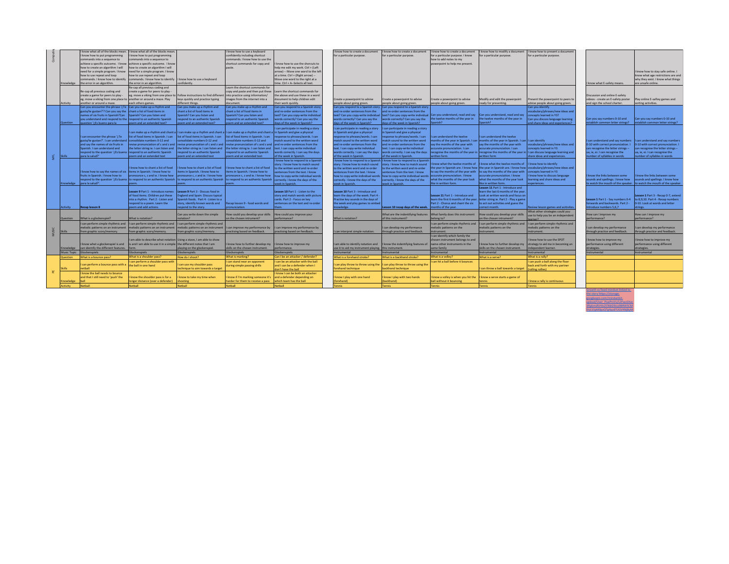| | | | | | | | | | | | | | |
|---|---|---|---|---|---|---|---|---|---|---|---|---|---|
| Computing | Knowledge | I know what all of the blocks mean. I know how to put programming commands into a sequence to achieve a specific outcome. I know how to create an algorithm I will need for a simple program. I know how to use repeat and loop commands. I know how to identify the error in an algorithm. | I know what all of the blocks mean. I know how to put programming commands into a sequence to achieve a specific outcome. I know how to create an algorithm I will need for a simple program. I know how to use repeat and loop commands. I know how to identify the error in an algorithm. | I know how to use a keyboard confidently. | I know how to use a keyboard confidently including shortcut commands. I know how to use the shortcut commands for copy and paste. | I know how to use the shorcuts to help me edit my work. Ctrl + (Left arrow) – Move one word to the left at a time. Ctrl + (Right arrow) – Move one word to the right at a time. Ctrl + A– Selects all text. | I know how to create a document for a particular purpose. | I know how to create a document for a particular purpose. | I know how to create a document for a particular purpose. I know how to add notes to my powerpoint to help me present. | I know how to modify a document for a particular purpose. | I know how to present a document for a particular purpose. | I know what E-safety means. | I know how to stay safe online. I know what age restrictions are and why they exist. I know what things are unsafe online. |
| | Activity | Re-cap all previous coding and create a game for peers to play - eg. move a viking from one place to another or around a maze. | Re-cap all previous coding and create a game for peers to play - eg. move a viking from one place to another or around a maze. Play each others games. | Follow instructions to find different keys quickly and practice typing different things. | Learn the shortcut commands for copy and paste and then put these into practice using information/ images from the internet into a document. | Learn the shortcut commands for the above and use these in a word document to help children edit their work quickly. | Create a powerpoint to advise people about going green. | Create a powerpoint to advise people about going green. | Create a powerpoint to advise people about going green. | Modify and edit the powerpoint ready for presenting. | Present the powerpoint to peers to advise people about going green. | Discussion and online E-safety videos - create an E-safety poster and sign the school charter. | Play online E-saftey games and sorting activities. |
| MFL | Question | Can you encounter the phrase '¿Te gusta/te gustan?'? Can you say the names of six fruits in Spanish?Can you understand and respond to the question '¿Es bueno para la | Can you make up a rhythm and chant a list of food items in Spanish? Can you listen and respond to an authentic Spanish poem and an extended text? | Can you make up a rhythm and chant a list of food items in Spanish? Can you listen and respond to an authentic Spanish poem and an extended text? | Can you make up a rhythm and chant a list of food items in Spanish? Can you listen and respond to an authentic Spanish poem and an extended text? | Can you respond to a Spanish story and re-order sentences from the text? Can you copy-write individual words correctly? Can you say the days of the week in Spanish? | Can you respond to a Spanish story and re-order sentences from the text? Can you copy-write individual words correctly? Can you say the days of the week in Spanish? | Can you respond to a Spanish story and re-order sentences from the text? Can you copy-write individual words correctly? Can you say the days of the week in Spanish? | Can you understand, read and say the twelve months of the year in Spanish? | Can you understand, read and say the twelve months of the year in Spanish? | Can you identify vocabulary/phrases/new ideas and concepts learned in Y3? Can you discuss language learning and share ideas and experiences? | Can you say numbers 0-10 and establish common letter strings? | Can you say numbers 0-10 and establish common letter strings? |
| | Skills | I can encounter the phrase '¿Te gusta/te gustan?'. I can understand and say the names of six fruits in Spanish. I can understand and respond to the question '¿Es bueno para la salud?' | I can make up a rhythm and chant a list of food items in Spanish. I can consolidate numbers 0-12 and revise pronunciation of c and z and the letter string ie. I can listen and respond to an authentic Spanish poem and an extended text | I can make up a rhythm and chant a list of food items in Spanish. I can consolidate numbers 0-12 and revise pronunciation of c and z and the letter string ie. I can listen and respond to an authentic Spanish poem and an extended text | I can make up a rhythm and chant a list of food items in Spanish. I can consolidate numbers 0-12 and revise pronunciation of c and z and the letter string ie. I can listen and respond to an authentic Spanish poem and an extended text | I can participate in reading a story in Spanish and give a physical response to phrases/words. I can match sound to the written word and re-order sentences from the text. I can copy-write individual words correctly. I can say the days of the week in Spanish. | I can participate in reading a story in Spanish and give a physical response to phrases/words. I can match sound to the written word and re-order sentences from the text. I can copy-write individual words correctly. I can say the days of the week in Spanish. | I can participate in reading a story in Spanish and give a physical response to phrases/words. I can match sound to the written word and re-order sentences from the text. I can copy-write individual words correctly. I can say the days of the week in Spanish. | I can understand the twelve months of the year in Spanish. I can say the months of the year with accurate pronunciation. I can recognise the months of the year in written form. | I can understand the twelve months of the year in Spanish. I can say the months of the year with accurate pronunciation. I can recognise the months of the year in written form | I can identify vocabulary/phrases/new ideas and concepts learned in Y3. I can discuss language learning and share ideas and experiences. | I can understand and say numbers 0-10 with correct pronunciation. I can recognise the letter strings – ua, ie, ei. I can recognise the number of syllables in words | I can understand and say numbers 0-10 with correct pronunciation. I can recognise the letter strings – ua, ie, ei. I can recognise the number of syllables in words |
| | Knowledge | I know how to say the names of six fruits in Spanish. I know how to respond to the question '¿Es bueno para la salud?'. | I know how to chant a list of food items in Spanish. I know how to pronounce c, z and ie. I know how to respond to an authentic Spanish poem. | I know how to chant a list of food items in Spanish. I know how to pronounce c, z and ie. I know how to respond to an authentic Spanish poem. | I know how to chant a list of food items in Spanish. I know how to pronounce c, z and ie. I know how to respond to an authentic Spanish poem. | I know how to respond to a Spanish story. I know how to match sound to the written word and re-order sentences from the text. I know how to copy-write individual words correctly. I know the days of the week in Spanish. | I know how to respond to a Spanish story. I know how to match sound to the written word and re-order sentences from the text. I know how to copy-write individual words correctly. I know the days of the week in Spanish. | I know how to respond to a Spanish story. I know how to match sound to the written word and re-order sentences from the text. I know how to copy-write individual words correctly. I know the days of the week in Spanish. | I know what the twelve months of the year in Spanish are. I know how to say the months of the year with accurate pronunciation. I know what the months of the year look like in written form. | I know what the twelve months of the year in Spanish are. I know how to say the months of the year with accurate pronunciation. I know what the months of the year look like in written form. | I know how to identify vocabulary/phrases/new ideas and concepts learned in Y3. I know how to discuss language learning and share ideas and experiences. | I know the links between some sounds and spellings. I know how to watch the mouth of the speaker. | I know the links between some sounds and spellings. I know how to watch the mouth of the speaker. |
| | Activity | **Recap lesson 8** | **Lesson 9** Part 1 - Introduce names of food items. Children put these into a rhythm. Part 2 - Listen and respond to a poem. Learn the poem and add actions. | **Lesson 9** Part 3 - Discuss food in England and Spain. Discuss typical Spanish foods. Part 4 - Listen to a story, identify known words and respond to the story. | Recap lesson 9 - food words and pronunciation. | **Lesson 10** Part 1 - Listen to the story and match words with picture cards. Part 2 - Focus on key sentences on the text and re-order them. | **Lesson 10** Part 3 - Introduce and learn the days of the week. Part 4 - Practise key sounds in the days of the week and play games to embed knowledge. | **Lesson 10 recap days of the week.** | **Lesson 11** Part 1 - Introduce and learn the first 6 months of the year. Part 2 - Chorus and chant the six months of the year. | **Lesson 11** Part 1 - Introduce and learn the last 6 months of the year. Look at written words and focus on letter string ie. Part 2 - Play a game to act out activities and guess the correct month. | Review lesson games and activities. | **Lesson 1** Part 1 - Say numbers 0-4 forwards and backwards. Part 2 - Introduce numbers 5,6,7 | **Lesson 1** Part 3 - Recap 0-7, extend to 8,9,10. Part 4 - Recap numbers 0-10. Look at words and letter strings. |
| MUSIC | Question | What is a glockenspiel? | What is notation? | Can you write down the simple notation? | How could you develop your skills on the chosen intrument? | How could you improve your performance? | What is notation? | What are the indentifying features of this instrument? | What family does this instrument belong to? | How could you develop your skills on the chosen intrument? | What other strategies could you use to help you be an independent learner? | How can I improve my performance? | How can I improve my performance? |
| | Skills | I can perform simple rhythmic and melodic patterns on an instrument from graphic score/memory. | I can perform simple rhythmic and melodic patterns on an instrument from graphic score/memory. | I can perform simple rhythmic and melodic patterns on an instrument from graphic score/memory. | I can improve my performance by practising based on feedback. | I can improve my performance by practising based on feedback. | I can interpret simple notation. | I can develop my performance through practice and feedback. | I can perform simple rhythmic and melodic patterns on the instrument. | I can perform simple rhythmic and melodic patterns on the instrument. | I can perform simple rhythmic and melodic patterns on the instrument. | I can develop my performance through practice and feedback. | I can develop my performance through practice and feedback. |
| | Knowledge | I know what a glockenspiel is and can identify the different features. | I am able to describe what notation is and I am able to use it in a simple form. | Using a stave, I am able to show the different notes that I am playing on the glockenspiel. | I know how to further develop my skills on the chosen instrument. | I know how to improve my performance. | I am able to identify notation and use it to aid my instrument playing. | I know the indentifying features of this instrument. | I can identify which family the chosen instrument belongs to and name other instruments in the same family | I know how to further develop my skills on the chosen instrument. | I know how to use the SPOT strategy to aid me in becoming an independent learner. | I know how to improve my performance using different strategies. | I know how to improve my performance using different strategies. |
| | Music Topic | Glockenspiels | Glockenspiels | Glockenspiels | Glockenspiels | Glockenspiels | Instrumental | Instrumental | Instrumental | Instrumental | Instrumental | Instrumental | Instrumental |
| PE | Question | What is a bounce pass? | What is a shoulder pass? | How do I shoot? | What is marking? | Can I be an attacker / defender? | What is a forehand stroke? | What is a backhand stroke? | What is a volley? | What is a serve? | What is a rally? | | |
| | Skills | I can perform a bounce pass with a netball | I can perform a shoulder pass with the ball in one hand | I can use my shoulder pass technique to aim towards a target | I can stand near an opponent during simple passing drills | I can be an attacker with the ball and I can be a defender when I don't have the ball | I can play throw to throw using the forehand technique | I can play throw to throw using the backhand technique | I can hit a ball before it bounces | I can throw a ball towards a target | I can push a ball along the floor back and forth with my partner (rolling rallies) | | |
| | Knowledge | I know the ball needs to bounce and that I still need to 'push' the ball | I know the shoulder pass is for a longer distance (over a defender) | I know to take my time when shooting | I know if I'm marking someone it's harder for them to receive a pass | I know I can be both an attacker and a defender depending on which team has the ball | I know I play with one hand (forehand) | I know I play with two hands (backhand) | I know a volley is when you hit the ball without it bouncing | I know a serve starts a game of tennis | I know a rally is continuous | | |
| | Activity | Netball | Netball | Netball | Netball | Netball | Tennis | Tennis | Tennis | Tennis | Tennis | | |

Growth vs fixed mindset linked to the story https://storage.googleapis.com/mindsetkit-upload/User_PswPrsVu/1ZFwzShvc3FpbmdfcHJvZC9kb3Vzcy9lBSW5CMlVyLVJpM0pnQTgxaVJTUGV4NjByM